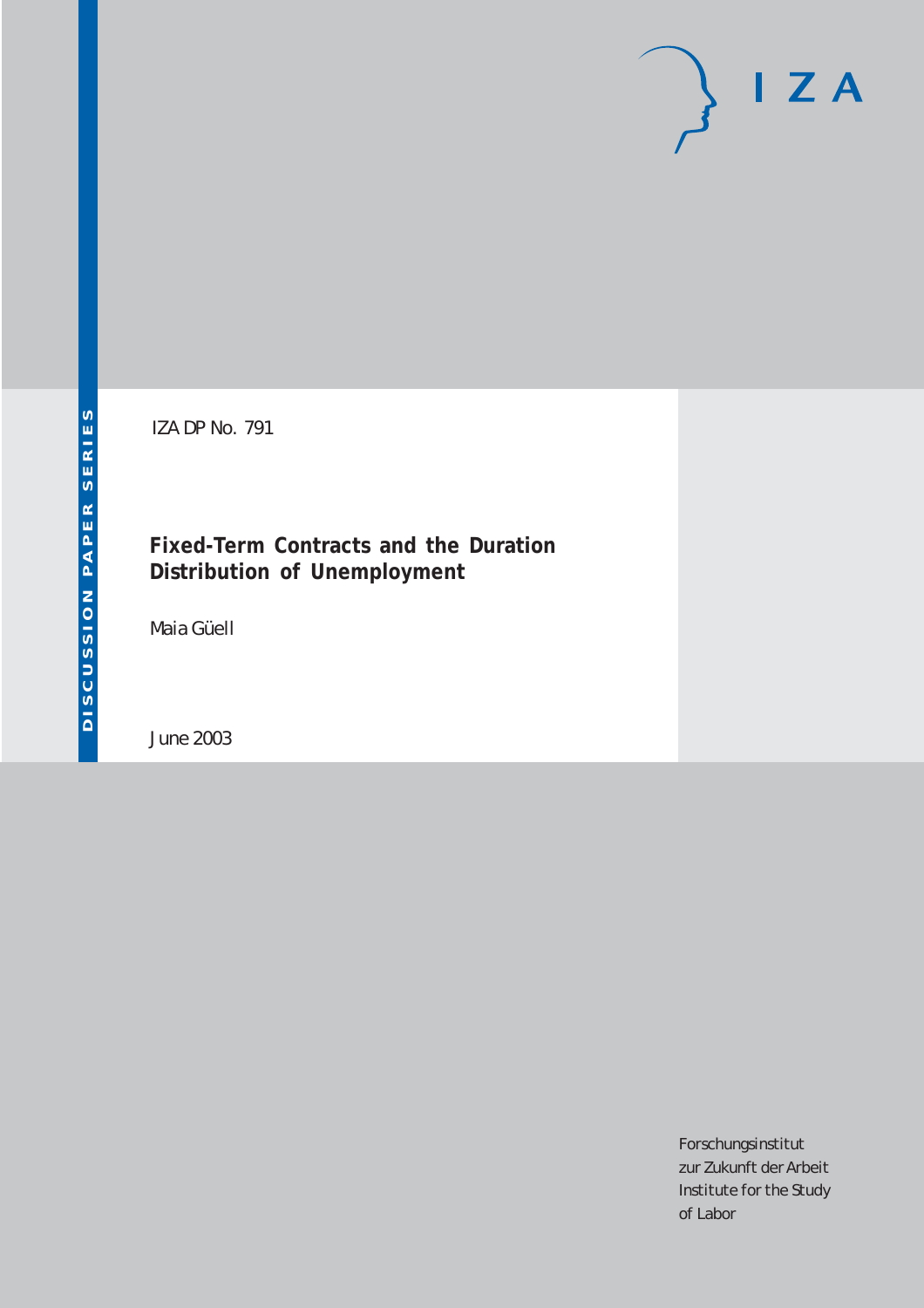IZA DP No. 791

# Fixed-Term Contracts and the Duration Distribution of Unemployment

Maia Güell

June 2003

Forschungsinstitut
zur Zukunft der Arbeit
Institute for the Study
of Labor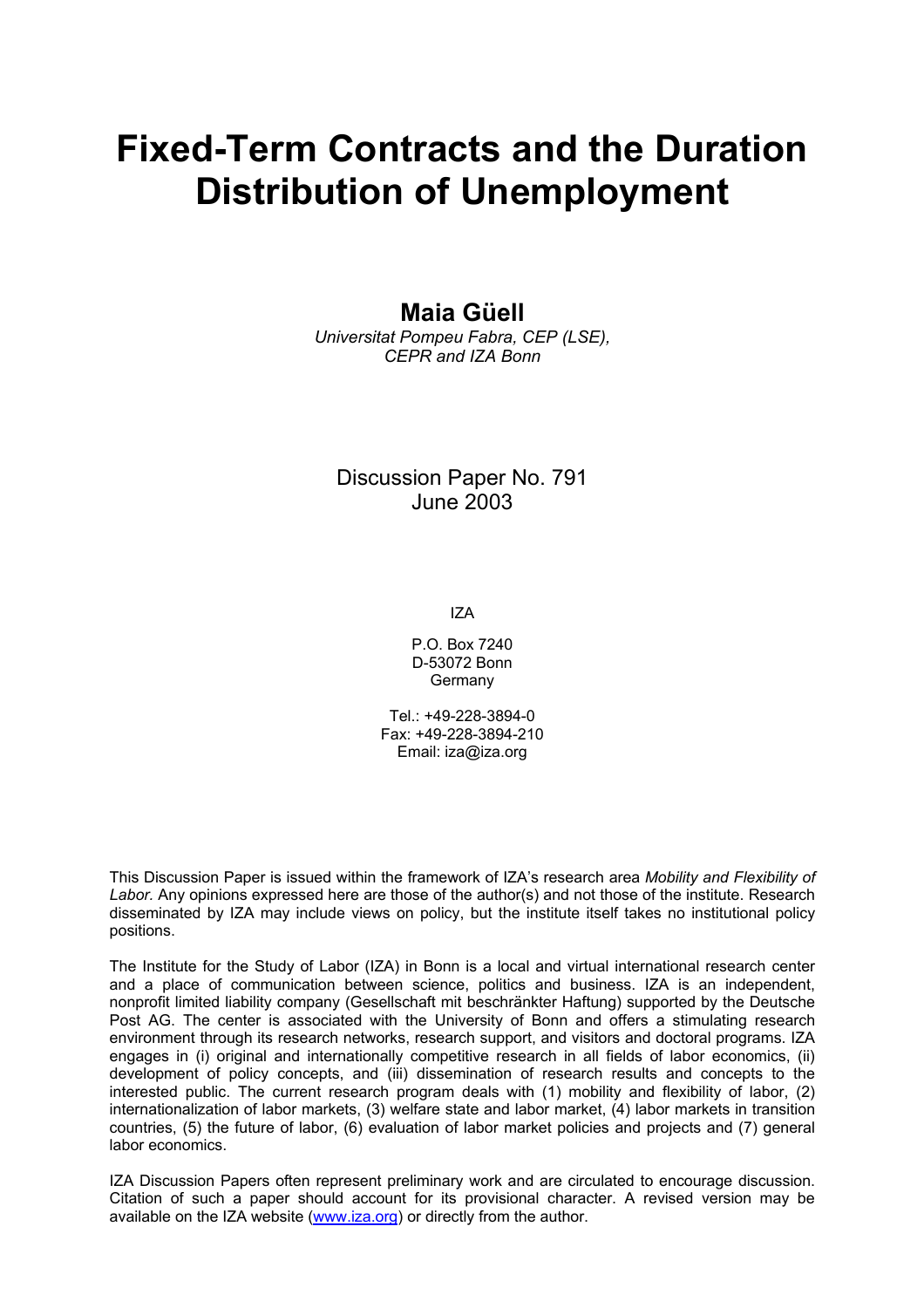# Fixed-Term Contracts and the Duration Distribution of Unemployment

## Maia Güell

*Universitat Pompeu Fabra, CEP (LSE), CEPR and IZA Bonn*

Discussion Paper No. 791
June 2003

IZA

P.O. Box 7240
D-53072 Bonn
Germany

Tel.: +49-228-3894-0
Fax: +49-228-3894-210
Email: iza@iza.org

This Discussion Paper is issued within the framework of IZA's research area *Mobility and Flexibility of Labor.* Any opinions expressed here are those of the author(s) and not those of the institute. Research disseminated by IZA may include views on policy, but the institute itself takes no institutional policy positions.

The Institute for the Study of Labor (IZA) in Bonn is a local and virtual international research center and a place of communication between science, politics and business. IZA is an independent, nonprofit limited liability company (Gesellschaft mit beschränkter Haftung) supported by the Deutsche Post AG. The center is associated with the University of Bonn and offers a stimulating research environment through its research networks, research support, and visitors and doctoral programs. IZA engages in (i) original and internationally competitive research in all fields of labor economics, (ii) development of policy concepts, and (iii) dissemination of research results and concepts to the interested public. The current research program deals with (1) mobility and flexibility of labor, (2) internationalization of labor markets, (3) welfare state and labor market, (4) labor markets in transition countries, (5) the future of labor, (6) evaluation of labor market policies and projects and (7) general labor economics.

IZA Discussion Papers often represent preliminary work and are circulated to encourage discussion. Citation of such a paper should account for its provisional character. A revised version may be available on the IZA website (www.iza.org) or directly from the author.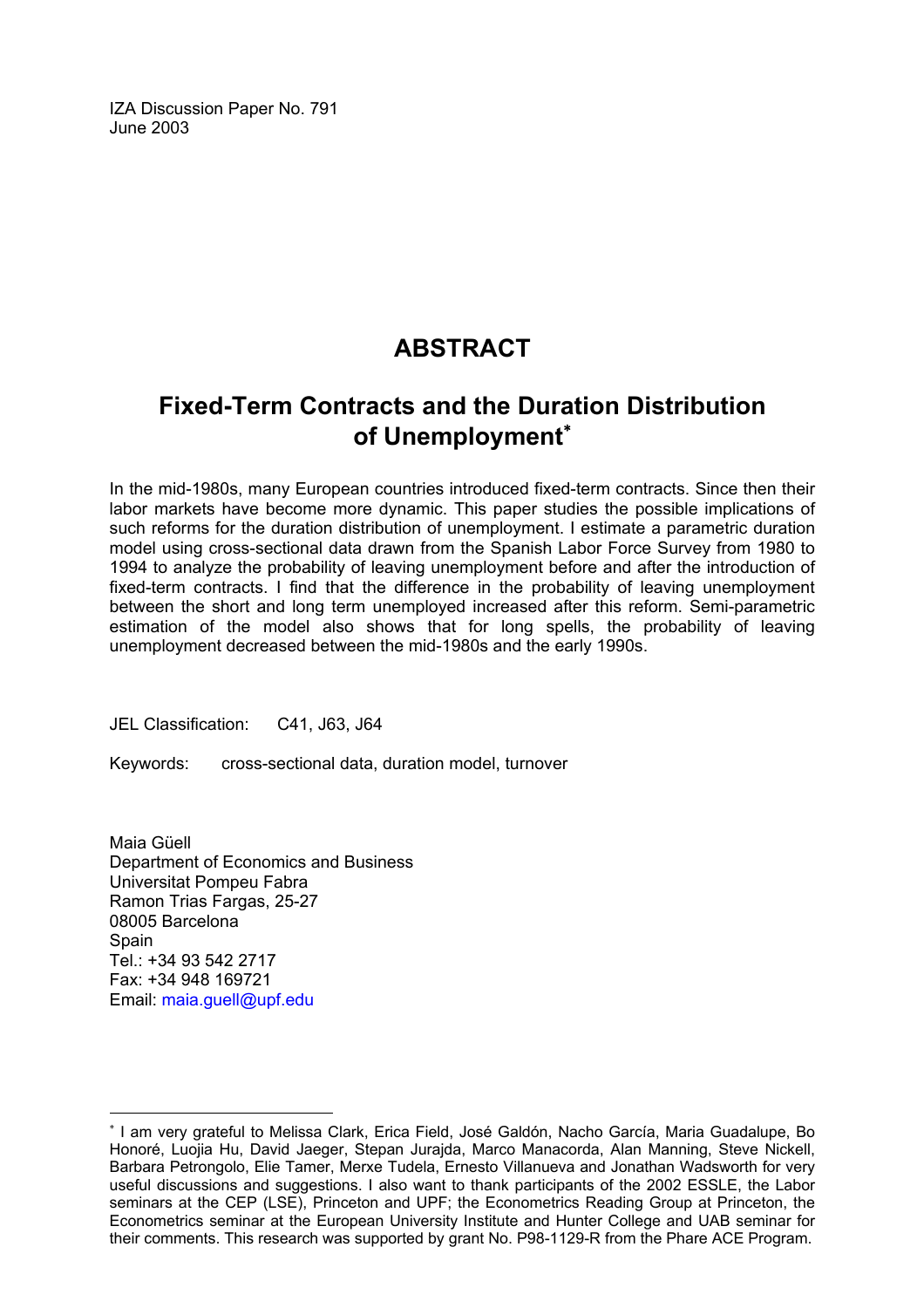IZA Discussion Paper No. 791
June 2003

# ABSTRACT

## Fixed-Term Contracts and the Duration Distribution of Unemployment*

In the mid-1980s, many European countries introduced fixed-term contracts. Since then their labor markets have become more dynamic. This paper studies the possible implications of such reforms for the duration distribution of unemployment. I estimate a parametric duration model using cross-sectional data drawn from the Spanish Labor Force Survey from 1980 to 1994 to analyze the probability of leaving unemployment before and after the introduction of fixed-term contracts. I find that the difference in the probability of leaving unemployment between the short and long term unemployed increased after this reform. Semi-parametric estimation of the model also shows that for long spells, the probability of leaving unemployment decreased between the mid-1980s and the early 1990s.

JEL Classification: C41, J63, J64

Keywords: cross-sectional data, duration model, turnover

Maia Güell
Department of Economics and Business
Universitat Pompeu Fabra
Ramon Trias Fargas, 25-27
08005 Barcelona
Spain
Tel.: +34 93 542 2717
Fax: +34 948 169721
Email: maia.guell@upf.edu

---

* I am very grateful to Melissa Clark, Erica Field, José Galdón, Nacho García, Maria Guadalupe, Bo Honoré, Luojia Hu, David Jaeger, Stepan Jurajda, Marco Manacorda, Alan Manning, Steve Nickell, Barbara Petrongolo, Elie Tamer, Merxe Tudela, Ernesto Villanueva and Jonathan Wadsworth for very useful discussions and suggestions. I also want to thank participants of the 2002 ESSLE, the Labor seminars at the CEP (LSE), Princeton and UPF; the Econometrics Reading Group at Princeton, the Econometrics seminar at the European University Institute and Hunter College and UAB seminar for their comments. This research was supported by grant No. P98-1129-R from the Phare ACE Program.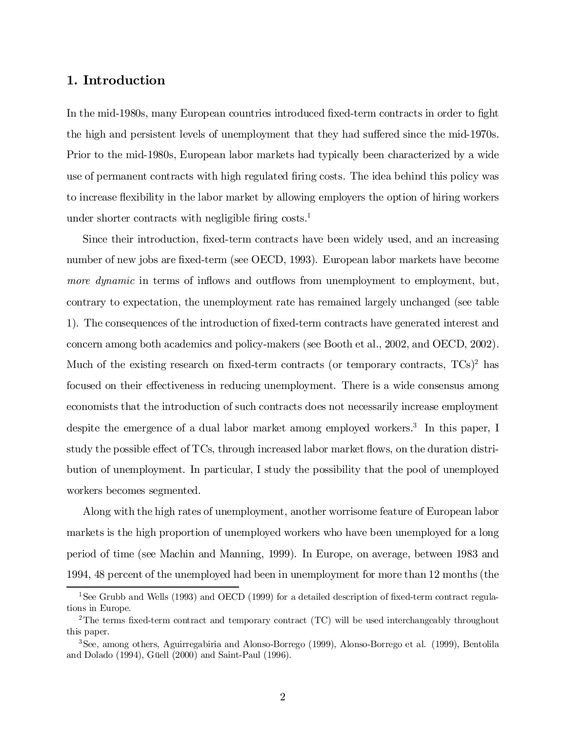## 1. Introduction

In the mid-1980s, many European countries introduced fixed-term contracts in order to fight the high and persistent levels of unemployment that they had suffered since the mid-1970s. Prior to the mid-1980s, European labor markets had typically been characterized by a wide use of permanent contracts with high regulated firing costs. The idea behind this policy was to increase flexibility in the labor market by allowing employers the option of hiring workers under shorter contracts with negligible firing costs.[1]

Since their introduction, fixed-term contracts have been widely used, and an increasing number of new jobs are fixed-term (see OECD, 1993). European labor markets have become *more dynamic* in terms of inflows and outflows from unemployment to employment, but, contrary to expectation, the unemployment rate has remained largely unchanged (see table 1). The consequences of the introduction of fixed-term contracts have generated interest and concern among both academics and policy-makers (see Booth et al., 2002, and OECD, 2002). Much of the existing research on fixed-term contracts (or temporary contracts, TCs)[2] has focused on their effectiveness in reducing unemployment. There is a wide consensus among economists that the introduction of such contracts does not necessarily increase employment despite the emergence of a dual labor market among employed workers.[3] In this paper, I study the possible effect of TCs, through increased labor market flows, on the duration distribution of unemployment. In particular, I study the possibility that the pool of unemployed workers becomes segmented.

Along with the high rates of unemployment, another worrisome feature of European labor markets is the high proportion of unemployed workers who have been unemployed for a long period of time (see Machin and Manning, 1999). In Europe, on average, between 1983 and 1994, 48 percent of the unemployed had been in unemployment for more than 12 months (the

[1] See Grubb and Wells (1993) and OECD (1999) for a detailed description of fixed-term contract regulations in Europe.

[2] The terms fixed-term contract and temporary contract (TC) will be used interchangeably throughout this paper.

[3] See, among others, Aguirregabiria and Alonso-Borrego (1999), Alonso-Borrego et al. (1999), Bentolila and Dolado (1994), Güell (2000) and Saint-Paul (1996).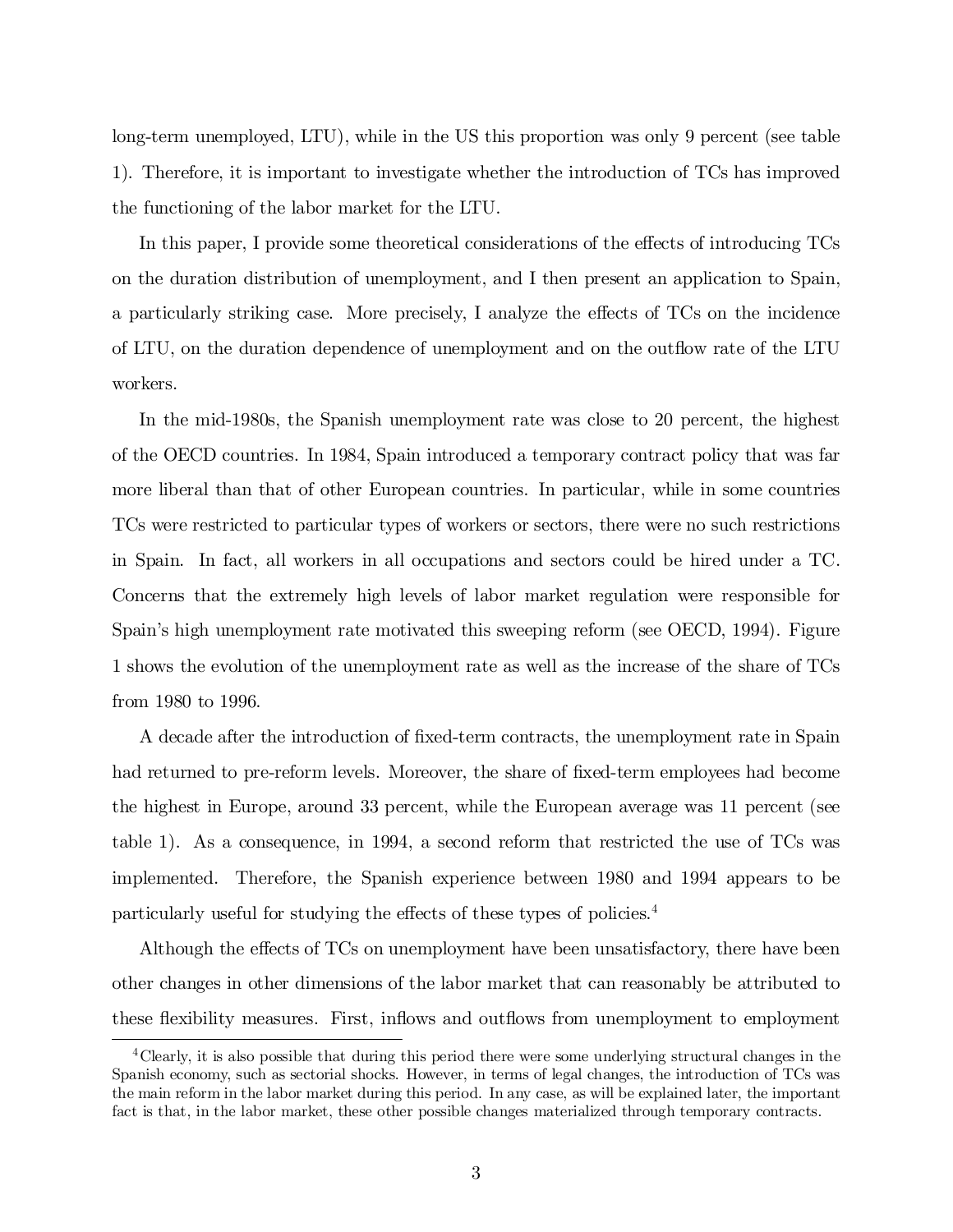long-term unemployed, LTU), while in the US this proportion was only 9 percent (see table 1). Therefore, it is important to investigate whether the introduction of TCs has improved the functioning of the labor market for the LTU.

In this paper, I provide some theoretical considerations of the effects of introducing TCs on the duration distribution of unemployment, and I then present an application to Spain, a particularly striking case. More precisely, I analyze the effects of TCs on the incidence of LTU, on the duration dependence of unemployment and on the outflow rate of the LTU workers.

In the mid-1980s, the Spanish unemployment rate was close to 20 percent, the highest of the OECD countries. In 1984, Spain introduced a temporary contract policy that was far more liberal than that of other European countries. In particular, while in some countries TCs were restricted to particular types of workers or sectors, there were no such restrictions in Spain. In fact, all workers in all occupations and sectors could be hired under a TC. Concerns that the extremely high levels of labor market regulation were responsible for Spain's high unemployment rate motivated this sweeping reform (see OECD, 1994). Figure 1 shows the evolution of the unemployment rate as well as the increase of the share of TCs from 1980 to 1996.

A decade after the introduction of fixed-term contracts, the unemployment rate in Spain had returned to pre-reform levels. Moreover, the share of fixed-term employees had become the highest in Europe, around 33 percent, while the European average was 11 percent (see table 1). As a consequence, in 1994, a second reform that restricted the use of TCs was implemented. Therefore, the Spanish experience between 1980 and 1994 appears to be particularly useful for studying the effects of these types of policies.[4]

Although the effects of TCs on unemployment have been unsatisfactory, there have been other changes in other dimensions of the labor market that can reasonably be attributed to these flexibility measures. First, inflows and outflows from unemployment to employment

[4] Clearly, it is also possible that during this period there were some underlying structural changes in the Spanish economy, such as sectorial shocks. However, in terms of legal changes, the introduction of TCs was the main reform in the labor market during this period. In any case, as will be explained later, the important fact is that, in the labor market, these other possible changes materialized through temporary contracts.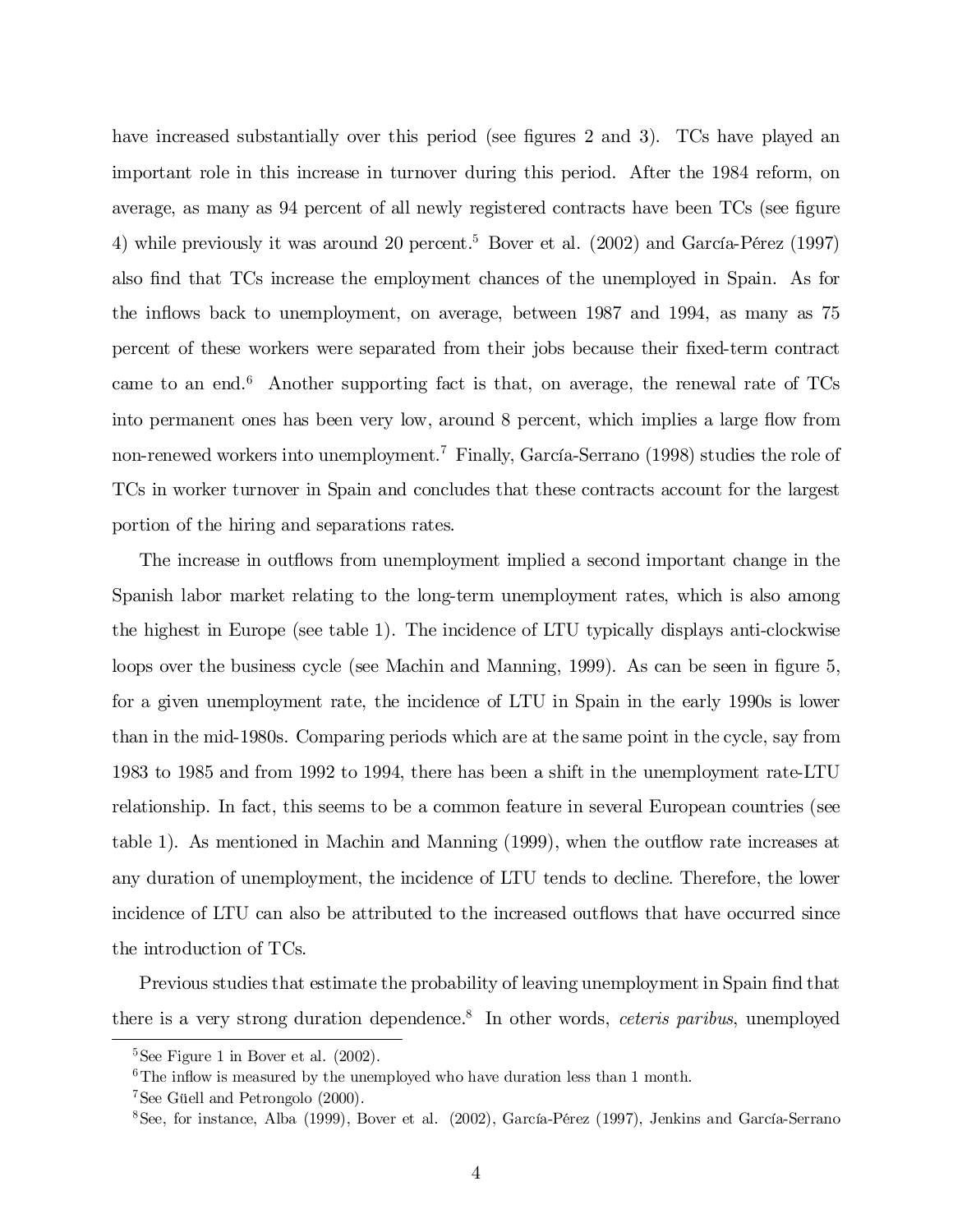have increased substantially over this period (see figures 2 and 3). TCs have played an important role in this increase in turnover during this period. After the 1984 reform, on average, as many as 94 percent of all newly registered contracts have been TCs (see figure 4) while previously it was around 20 percent.[5] Bover et al. (2002) and García-Pérez (1997) also find that TCs increase the employment chances of the unemployed in Spain. As for the inflows back to unemployment, on average, between 1987 and 1994, as many as 75 percent of these workers were separated from their jobs because their fixed-term contract came to an end.[6] Another supporting fact is that, on average, the renewal rate of TCs into permanent ones has been very low, around 8 percent, which implies a large flow from non-renewed workers into unemployment.[7] Finally, García-Serrano (1998) studies the role of TCs in worker turnover in Spain and concludes that these contracts account for the largest portion of the hiring and separations rates.

The increase in outflows from unemployment implied a second important change in the Spanish labor market relating to the long-term unemployment rates, which is also among the highest in Europe (see table 1). The incidence of LTU typically displays anti-clockwise loops over the business cycle (see Machin and Manning, 1999). As can be seen in figure 5, for a given unemployment rate, the incidence of LTU in Spain in the early 1990s is lower than in the mid-1980s. Comparing periods which are at the same point in the cycle, say from 1983 to 1985 and from 1992 to 1994, there has been a shift in the unemployment rate-LTU relationship. In fact, this seems to be a common feature in several European countries (see table 1). As mentioned in Machin and Manning (1999), when the outflow rate increases at any duration of unemployment, the incidence of LTU tends to decline. Therefore, the lower incidence of LTU can also be attributed to the increased outflows that have occurred since the introduction of TCs.

Previous studies that estimate the probability of leaving unemployment in Spain find that there is a very strong duration dependence.[8] In other words, *ceteris paribus*, unemployed

---

[5] See Figure 1 in Bover et al. (2002).

[6] The inflow is measured by the unemployed who have duration less than 1 month.

[7] See Güell and Petrongolo (2000).

[8] See, for instance, Alba (1999), Bover et al. (2002), García-Pérez (1997), Jenkins and García-Serrano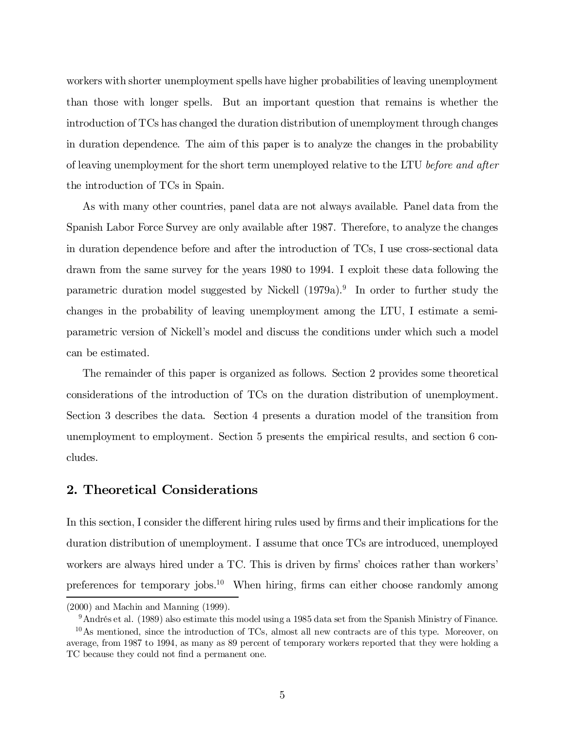workers with shorter unemployment spells have higher probabilities of leaving unemployment than those with longer spells. But an important question that remains is whether the introduction of TCs has changed the duration distribution of unemployment through changes in duration dependence. The aim of this paper is to analyze the changes in the probability of leaving unemployment for the short term unemployed relative to the LTU *before and after* the introduction of TCs in Spain.

As with many other countries, panel data are not always available. Panel data from the Spanish Labor Force Survey are only available after 1987. Therefore, to analyze the changes in duration dependence before and after the introduction of TCs, I use cross-sectional data drawn from the same survey for the years 1980 to 1994. I exploit these data following the parametric duration model suggested by Nickell (1979a).[9] In order to further study the changes in the probability of leaving unemployment among the LTU, I estimate a semi-parametric version of Nickell's model and discuss the conditions under which such a model can be estimated.

The remainder of this paper is organized as follows. Section 2 provides some theoretical considerations of the introduction of TCs on the duration distribution of unemployment. Section 3 describes the data. Section 4 presents a duration model of the transition from unemployment to employment. Section 5 presents the empirical results, and section 6 concludes.

## 2. Theoretical Considerations

In this section, I consider the different hiring rules used by firms and their implications for the duration distribution of unemployment. I assume that once TCs are introduced, unemployed workers are always hired under a TC. This is driven by firms' choices rather than workers' preferences for temporary jobs.[10] When hiring, firms can either choose randomly among

(2000) and Machin and Manning (1999).

[9] Andrés et al. (1989) also estimate this model using a 1985 data set from the Spanish Ministry of Finance.

[10] As mentioned, since the introduction of TCs, almost all new contracts are of this type. Moreover, on average, from 1987 to 1994, as many as 89 percent of temporary workers reported that they were holding a TC because they could not find a permanent one.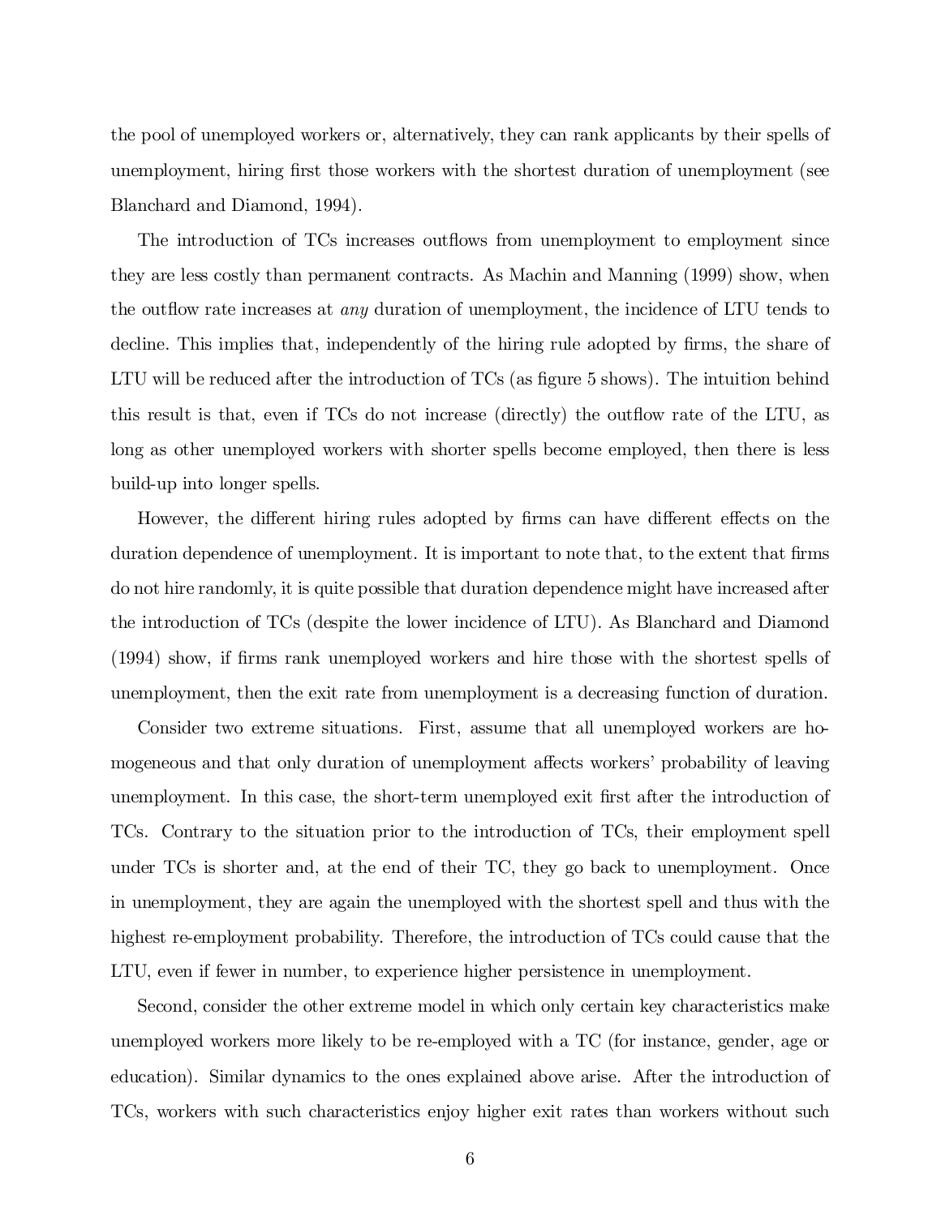the pool of unemployed workers or, alternatively, they can rank applicants by their spells of unemployment, hiring first those workers with the shortest duration of unemployment (see Blanchard and Diamond, 1994).

The introduction of TCs increases outflows from unemployment to employment since they are less costly than permanent contracts. As Machin and Manning (1999) show, when the outflow rate increases at *any* duration of unemployment, the incidence of LTU tends to decline. This implies that, independently of the hiring rule adopted by firms, the share of LTU will be reduced after the introduction of TCs (as figure 5 shows). The intuition behind this result is that, even if TCs do not increase (directly) the outflow rate of the LTU, as long as other unemployed workers with shorter spells become employed, then there is less build-up into longer spells.

However, the different hiring rules adopted by firms can have different effects on the duration dependence of unemployment. It is important to note that, to the extent that firms do not hire randomly, it is quite possible that duration dependence might have increased after the introduction of TCs (despite the lower incidence of LTU). As Blanchard and Diamond (1994) show, if firms rank unemployed workers and hire those with the shortest spells of unemployment, then the exit rate from unemployment is a decreasing function of duration.

Consider two extreme situations. First, assume that all unemployed workers are homogeneous and that only duration of unemployment affects workers' probability of leaving unemployment. In this case, the short-term unemployed exit first after the introduction of TCs. Contrary to the situation prior to the introduction of TCs, their employment spell under TCs is shorter and, at the end of their TC, they go back to unemployment. Once in unemployment, they are again the unemployed with the shortest spell and thus with the highest re-employment probability. Therefore, the introduction of TCs could cause that the LTU, even if fewer in number, to experience higher persistence in unemployment.

Second, consider the other extreme model in which only certain key characteristics make unemployed workers more likely to be re-employed with a TC (for instance, gender, age or education). Similar dynamics to the ones explained above arise. After the introduction of TCs, workers with such characteristics enjoy higher exit rates than workers without such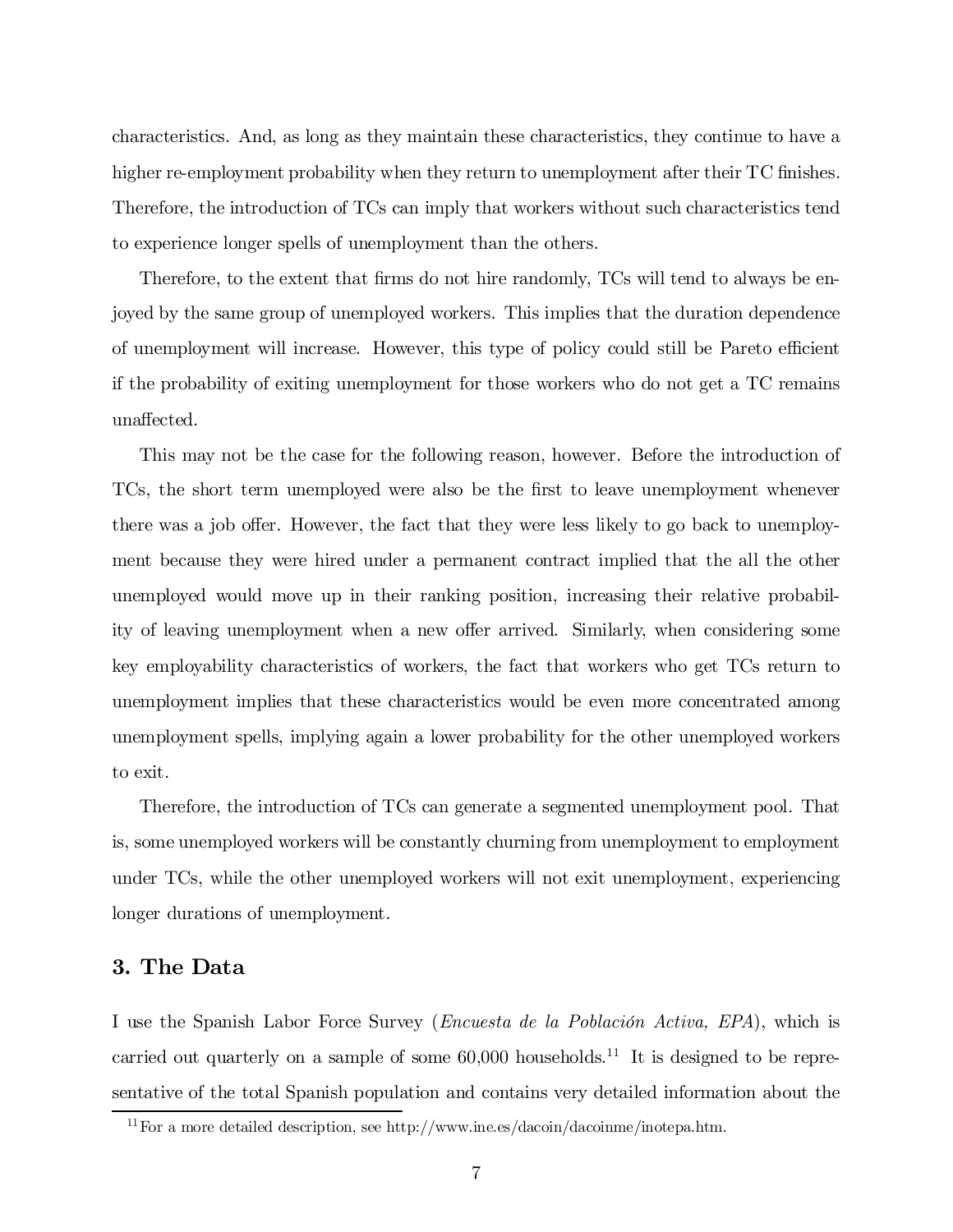characteristics. And, as long as they maintain these characteristics, they continue to have a higher re-employment probability when they return to unemployment after their TC finishes. Therefore, the introduction of TCs can imply that workers without such characteristics tend to experience longer spells of unemployment than the others.

Therefore, to the extent that firms do not hire randomly, TCs will tend to always be enjoyed by the same group of unemployed workers. This implies that the duration dependence of unemployment will increase. However, this type of policy could still be Pareto efficient if the probability of exiting unemployment for those workers who do not get a TC remains unaffected.

This may not be the case for the following reason, however. Before the introduction of TCs, the short term unemployed were also be the first to leave unemployment whenever there was a job offer. However, the fact that they were less likely to go back to unemployment because they were hired under a permanent contract implied that the all the other unemployed would move up in their ranking position, increasing their relative probability of leaving unemployment when a new offer arrived. Similarly, when considering some key employability characteristics of workers, the fact that workers who get TCs return to unemployment implies that these characteristics would be even more concentrated among unemployment spells, implying again a lower probability for the other unemployed workers to exit.

Therefore, the introduction of TCs can generate a segmented unemployment pool. That is, some unemployed workers will be constantly churning from unemployment to employment under TCs, while the other unemployed workers will not exit unemployment, experiencing longer durations of unemployment.

## 3. The Data

I use the Spanish Labor Force Survey (*Encuesta de la Población Activa, EPA*), which is carried out quarterly on a sample of some 60,000 households.[11] It is designed to be representative of the total Spanish population and contains very detailed information about the

[11] For a more detailed description, see http://www.ine.es/dacoin/dacoinme/inotepa.htm.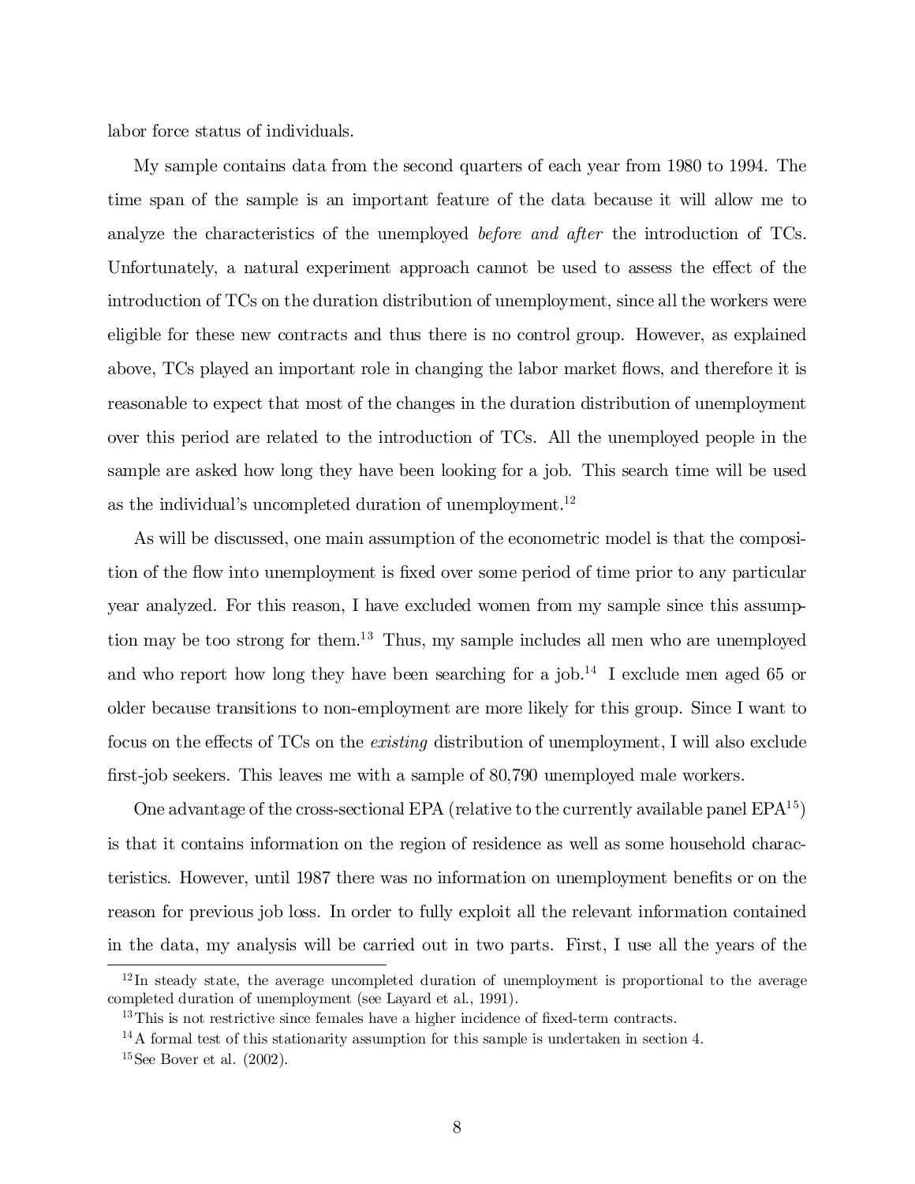labor force status of individuals.

My sample contains data from the second quarters of each year from 1980 to 1994. The time span of the sample is an important feature of the data because it will allow me to analyze the characteristics of the unemployed *before and after* the introduction of TCs. Unfortunately, a natural experiment approach cannot be used to assess the effect of the introduction of TCs on the duration distribution of unemployment, since all the workers were eligible for these new contracts and thus there is no control group. However, as explained above, TCs played an important role in changing the labor market flows, and therefore it is reasonable to expect that most of the changes in the duration distribution of unemployment over this period are related to the introduction of TCs. All the unemployed people in the sample are asked how long they have been looking for a job. This search time will be used as the individual's uncompleted duration of unemployment.[12]

As will be discussed, one main assumption of the econometric model is that the composition of the flow into unemployment is fixed over some period of time prior to any particular year analyzed. For this reason, I have excluded women from my sample since this assumption may be too strong for them.[13] Thus, my sample includes all men who are unemployed and who report how long they have been searching for a job.[14] I exclude men aged 65 or older because transitions to non-employment are more likely for this group. Since I want to focus on the effects of TCs on the *existing* distribution of unemployment, I will also exclude first-job seekers. This leaves me with a sample of 80,790 unemployed male workers.

One advantage of the cross-sectional EPA (relative to the currently available panel EPA[15]) is that it contains information on the region of residence as well as some household characteristics. However, until 1987 there was no information on unemployment benefits or on the reason for previous job loss. In order to fully exploit all the relevant information contained in the data, my analysis will be carried out in two parts. First, I use all the years of the

---

[12] In steady state, the average uncompleted duration of unemployment is proportional to the average completed duration of unemployment (see Layard et al., 1991).

[13] This is not restrictive since females have a higher incidence of fixed-term contracts.

[14] A formal test of this stationarity assumption for this sample is undertaken in section 4.

[15] See Bover et al. (2002).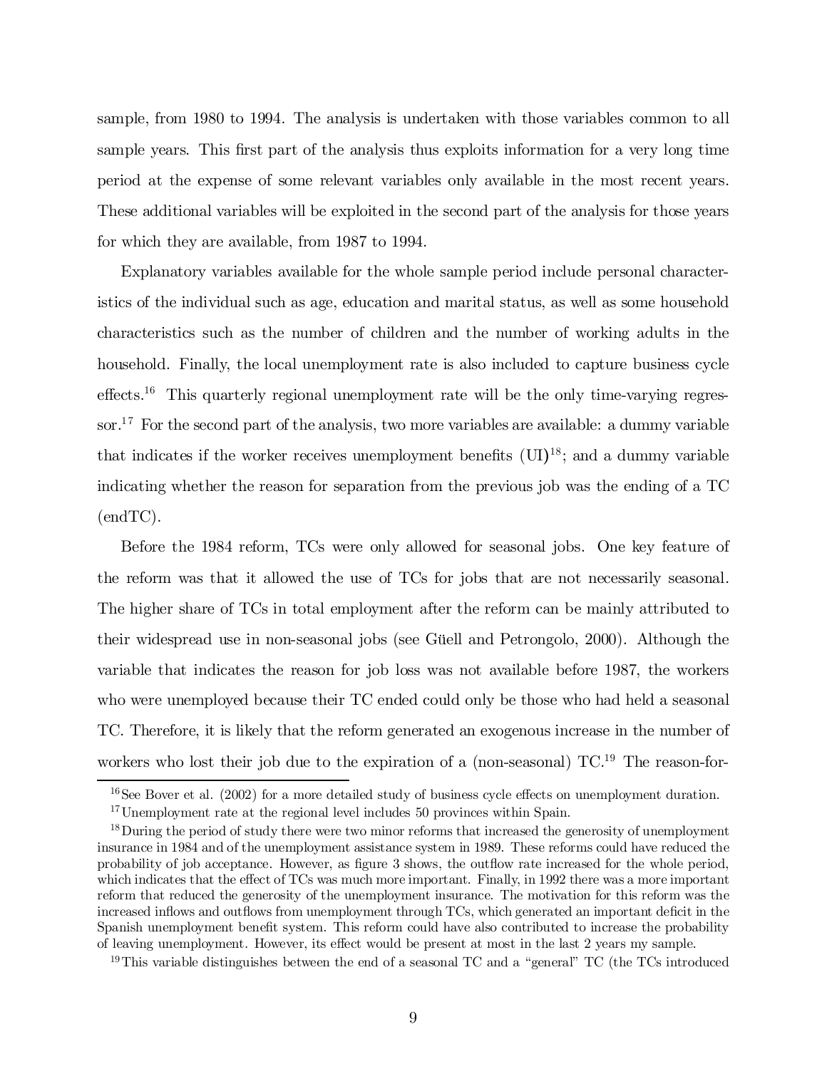sample, from 1980 to 1994. The analysis is undertaken with those variables common to all sample years. This first part of the analysis thus exploits information for a very long time period at the expense of some relevant variables only available in the most recent years. These additional variables will be exploited in the second part of the analysis for those years for which they are available, from 1987 to 1994.

Explanatory variables available for the whole sample period include personal characteristics of the individual such as age, education and marital status, as well as some household characteristics such as the number of children and the number of working adults in the household. Finally, the local unemployment rate is also included to capture business cycle effects.[16] This quarterly regional unemployment rate will be the only time-varying regressor.[17] For the second part of the analysis, two more variables are available: a dummy variable that indicates if the worker receives unemployment benefits (UI)[18]; and a dummy variable indicating whether the reason for separation from the previous job was the ending of a TC (endTC).

Before the 1984 reform, TCs were only allowed for seasonal jobs. One key feature of the reform was that it allowed the use of TCs for jobs that are not necessarily seasonal. The higher share of TCs in total employment after the reform can be mainly attributed to their widespread use in non-seasonal jobs (see Güell and Petrongolo, 2000). Although the variable that indicates the reason for job loss was not available before 1987, the workers who were unemployed because their TC ended could only be those who had held a seasonal TC. Therefore, it is likely that the reform generated an exogenous increase in the number of workers who lost their job due to the expiration of a (non-seasonal) TC.[19] The reason-for-

[16] See Bover et al. (2002) for a more detailed study of business cycle effects on unemployment duration.

[17] Unemployment rate at the regional level includes 50 provinces within Spain.

[18] During the period of study there were two minor reforms that increased the generosity of unemployment insurance in 1984 and of the unemployment assistance system in 1989. These reforms could have reduced the probability of job acceptance. However, as figure 3 shows, the outflow rate increased for the whole period, which indicates that the effect of TCs was much more important. Finally, in 1992 there was a more important reform that reduced the generosity of the unemployment insurance. The motivation for this reform was the increased inflows and outflows from unemployment through TCs, which generated an important deficit in the Spanish unemployment benefit system. This reform could have also contributed to increase the probability of leaving unemployment. However, its effect would be present at most in the last 2 years my sample.

[19] This variable distinguishes between the end of a seasonal TC and a "general" TC (the TCs introduced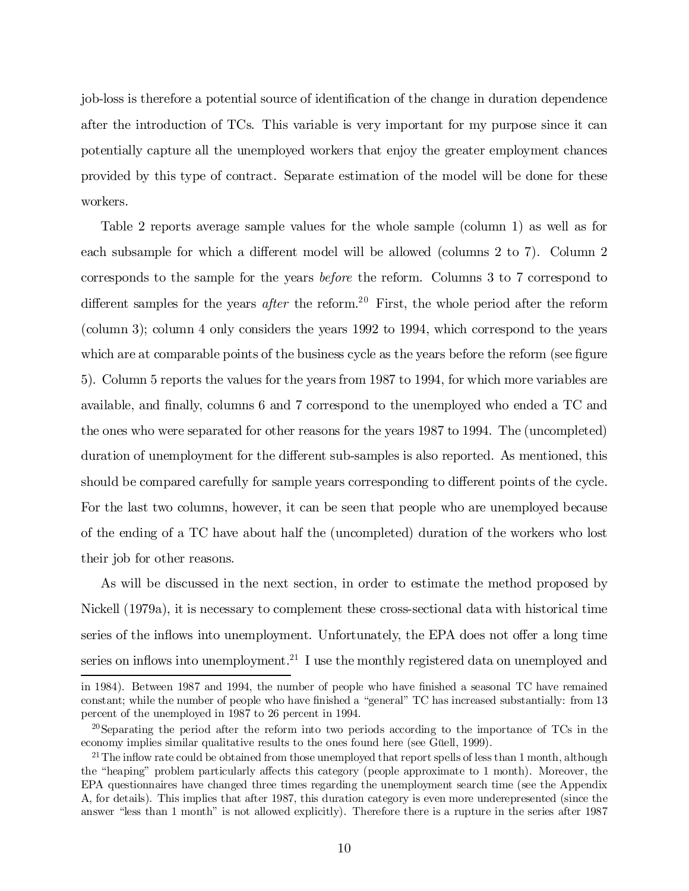job-loss is therefore a potential source of identification of the change in duration dependence after the introduction of TCs. This variable is very important for my purpose since it can potentially capture all the unemployed workers that enjoy the greater employment chances provided by this type of contract. Separate estimation of the model will be done for these workers.

Table 2 reports average sample values for the whole sample (column 1) as well as for each subsample for which a different model will be allowed (columns 2 to 7). Column 2 corresponds to the sample for the years *before* the reform. Columns 3 to 7 correspond to different samples for the years *after* the reform.[20] First, the whole period after the reform (column 3); column 4 only considers the years 1992 to 1994, which correspond to the years which are at comparable points of the business cycle as the years before the reform (see figure 5). Column 5 reports the values for the years from 1987 to 1994, for which more variables are available, and finally, columns 6 and 7 correspond to the unemployed who ended a TC and the ones who were separated for other reasons for the years 1987 to 1994. The (uncompleted) duration of unemployment for the different sub-samples is also reported. As mentioned, this should be compared carefully for sample years corresponding to different points of the cycle. For the last two columns, however, it can be seen that people who are unemployed because of the ending of a TC have about half the (uncompleted) duration of the workers who lost their job for other reasons.

As will be discussed in the next section, in order to estimate the method proposed by Nickell (1979a), it is necessary to complement these cross-sectional data with historical time series of the inflows into unemployment. Unfortunately, the EPA does not offer a long time series on inflows into unemployment.[21] I use the monthly registered data on unemployed and

---

in 1984). Between 1987 and 1994, the number of people who have finished a seasonal TC have remained constant; while the number of people who have finished a "general" TC has increased substantially: from 13 percent of the unemployed in 1987 to 26 percent in 1994.

[20] Separating the period after the reform into two periods according to the importance of TCs in the economy implies similar qualitative results to the ones found here (see Güell, 1999).

[21] The inflow rate could be obtained from those unemployed that report spells of less than 1 month, although the "heaping" problem particularly affects this category (people approximate to 1 month). Moreover, the EPA questionnaires have changed three times regarding the unemployment search time (see the Appendix A, for details). This implies that after 1987, this duration category is even more underepresented (since the answer "less than 1 month" is not allowed explicitly). Therefore there is a rupture in the series after 1987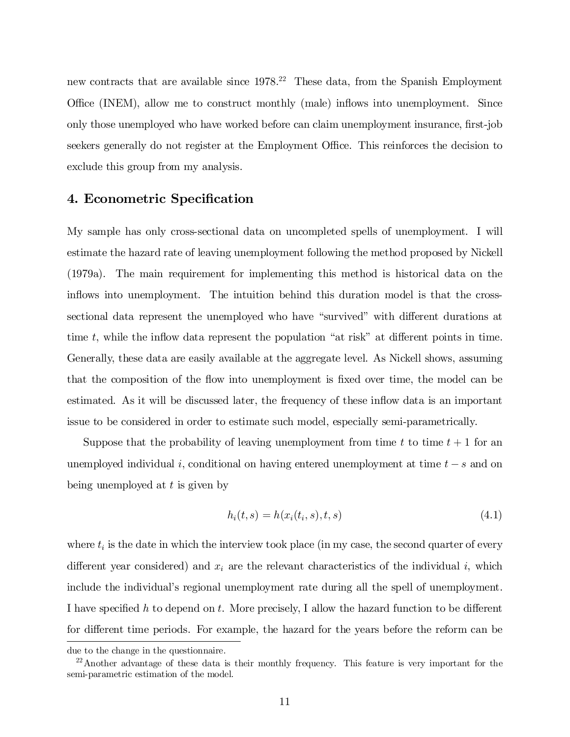new contracts that are available since 1978.[22] These data, from the Spanish Employment Office (INEM), allow me to construct monthly (male) inflows into unemployment. Since only those unemployed who have worked before can claim unemployment insurance, first-job seekers generally do not register at the Employment Office. This reinforces the decision to exclude this group from my analysis.

## 4. Econometric Specification

My sample has only cross-sectional data on uncompleted spells of unemployment. I will estimate the hazard rate of leaving unemployment following the method proposed by Nickell (1979a). The main requirement for implementing this method is historical data on the inflows into unemployment. The intuition behind this duration model is that the cross-sectional data represent the unemployed who have "survived" with different durations at time $t$, while the inflow data represent the population "at risk" at different points in time. Generally, these data are easily available at the aggregate level. As Nickell shows, assuming that the composition of the flow into unemployment is fixed over time, the model can be estimated. As it will be discussed later, the frequency of these inflow data is an important issue to be considered in order to estimate such model, especially semi-parametrically.

Suppose that the probability of leaving unemployment from time $t$ to time $t+1$ for an unemployed individual $i$, conditional on having entered unemployment at time $t-s$ and on being unemployed at $t$ is given by

$$h_i(t,s) = h(x_i(t_i,s),t,s) \tag{4.1}$$

where $t_i$ is the date in which the interview took place (in my case, the second quarter of every different year considered) and $x_i$ are the relevant characteristics of the individual $i$, which include the individual's regional unemployment rate during all the spell of unemployment. I have specified $h$ to depend on $t$. More precisely, I allow the hazard function to be different for different time periods. For example, the hazard for the years before the reform can be

due to the change in the questionnaire.

[22] Another advantage of these data is their monthly frequency. This feature is very important for the semi-parametric estimation of the model.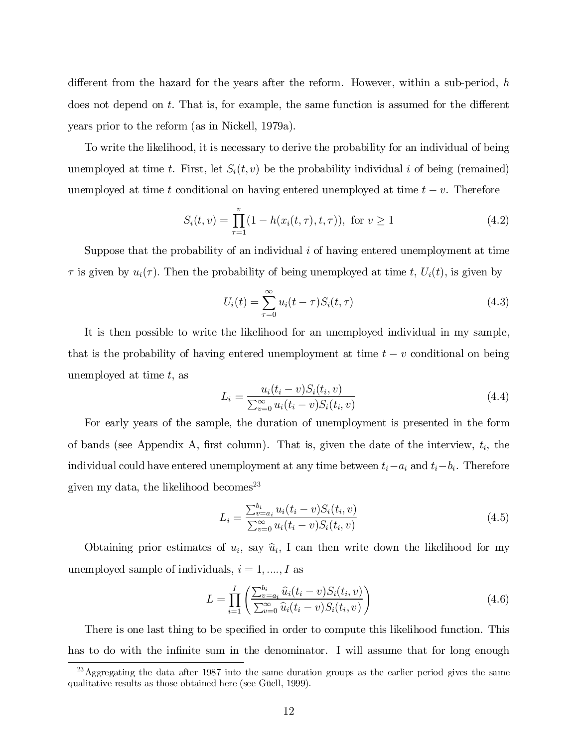different from the hazard for the years after the reform. However, within a sub-period, $h$ does not depend on $t$. That is, for example, the same function is assumed for the different years prior to the reform (as in Nickell, 1979a).

To write the likelihood, it is necessary to derive the probability for an individual of being unemployed at time $t$. First, let $S_i(t, v)$ be the probability individual $i$ of being (remained) unemployed at time $t$ conditional on having entered unemployed at time $t - v$. Therefore

$$S_i(t, v) = \prod_{\tau=1}^{v} (1 - h(x_i(t, \tau), t, \tau)), \text{ for } v \geq 1 \tag{4.2}$$

Suppose that the probability of an individual $i$ of having entered unemployment at time $\tau$ is given by $u_i(\tau)$. Then the probability of being unemployed at time $t$, $U_i(t)$, is given by

$$U_i(t) = \sum_{\tau=0}^{\infty} u_i(t - \tau) S_i(t, \tau) \tag{4.3}$$

It is then possible to write the likelihood for an unemployed individual in my sample, that is the probability of having entered unemployment at time $t - v$ conditional on being unemployed at time $t$, as

$$L_i = \frac{u_i(t_i - v) S_i(t_i, v)}{\sum_{v=0}^{\infty} u_i(t_i - v) S_i(t_i, v)} \tag{4.4}$$

For early years of the sample, the duration of unemployment is presented in the form of bands (see Appendix A, first column). That is, given the date of the interview, $t_i$, the individual could have entered unemployment at any time between $t_i - a_i$ and $t_i - b_i$. Therefore given my data, the likelihood becomes[23]

$$L_i = \frac{\sum_{v=a_i}^{b_i} u_i(t_i - v) S_i(t_i, v)}{\sum_{v=0}^{\infty} u_i(t_i - v) S_i(t_i, v)} \tag{4.5}$$

Obtaining prior estimates of $u_i$, say $\widehat{u}_i$, I can then write down the likelihood for my unemployed sample of individuals, $i = 1, ...., I$ as

$$L = \prod_{i=1}^{I} \left( \frac{\sum_{v=a_i}^{b_i} \widehat{u}_i(t_i - v) S_i(t_i, v)}{\sum_{v=0}^{\infty} \widehat{u}_i(t_i - v) S_i(t_i, v)} \right) \tag{4.6}$$

There is one last thing to be specified in order to compute this likelihood function. This has to do with the infinite sum in the denominator. I will assume that for long enough

[23] Aggregating the data after 1987 into the same duration groups as the earlier period gives the same qualitative results as those obtained here (see Güell, 1999).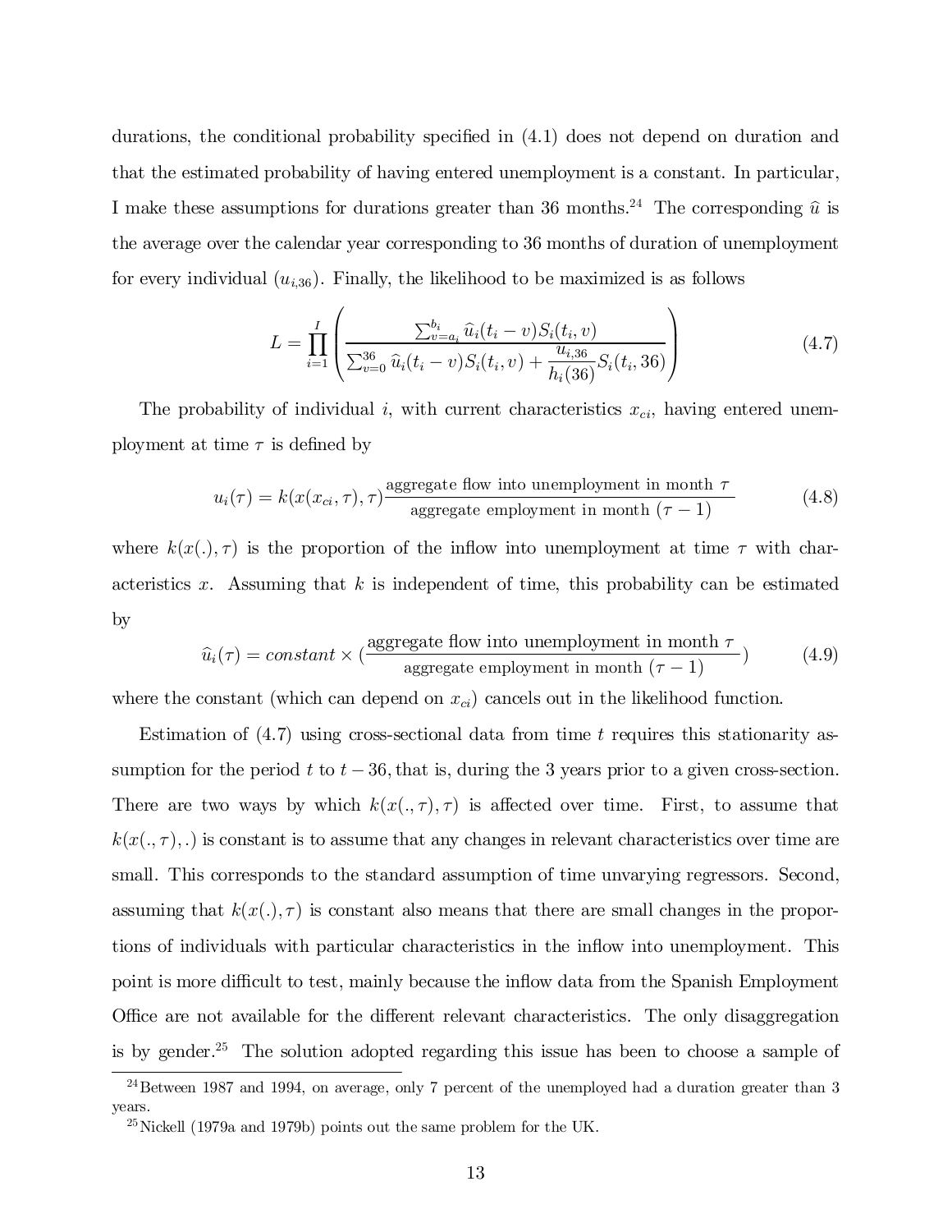durations, the conditional probability specified in (4.1) does not depend on duration and that the estimated probability of having entered unemployment is a constant. In particular, I make these assumptions for durations greater than 36 months.[24] The corresponding $\widehat{u}$ is the average over the calendar year corresponding to 36 months of duration of unemployment for every individual ($u_{i,36}$). Finally, the likelihood to be maximized is as follows

$$L = \prod_{i=1}^{I} \left( \frac{\sum_{v=a_i}^{b_i} \widehat{u}_i(t_i - v) S_i(t_i, v)}{\sum_{v=0}^{36} \widehat{u}_i(t_i - v) S_i(t_i, v) + \dfrac{u_{i,36}}{h_i(36)} S_i(t_i, 36)} \right) \tag{4.7}$$

The probability of individual $i$, with current characteristics $x_{ci}$, having entered unemployment at time $\tau$ is defined by

$$u_i(\tau) = k(x(x_{ci}, \tau), \tau) \frac{\text{aggregate flow into unemployment in month } \tau}{\text{aggregate employment in month } (\tau - 1)} \tag{4.8}$$

where $k(x(.), \tau)$ is the proportion of the inflow into unemployment at time $\tau$ with characteristics $x$. Assuming that $k$ is independent of time, this probability can be estimated by

$$\widehat{u}_i(\tau) = constant \times \left(\frac{\text{aggregate flow into unemployment in month } \tau}{\text{aggregate employment in month } (\tau - 1)}\right) \tag{4.9}$$

where the constant (which can depend on $x_{ci}$) cancels out in the likelihood function.

Estimation of (4.7) using cross-sectional data from time $t$ requires this stationarity assumption for the period $t$ to $t - 36$, that is, during the 3 years prior to a given cross-section. There are two ways by which $k(x(., \tau), \tau)$ is affected over time. First, to assume that $k(x(., \tau), .)$ is constant is to assume that any changes in relevant characteristics over time are small. This corresponds to the standard assumption of time unvarying regressors. Second, assuming that $k(x(.), \tau)$ is constant also means that there are small changes in the proportions of individuals with particular characteristics in the inflow into unemployment. This point is more difficult to test, mainly because the inflow data from the Spanish Employment Office are not available for the different relevant characteristics. The only disaggregation is by gender.[25] The solution adopted regarding this issue has been to choose a sample of

[24] Between 1987 and 1994, on average, only 7 percent of the unemployed had a duration greater than 3 years.

[25] Nickell (1979a and 1979b) points out the same problem for the UK.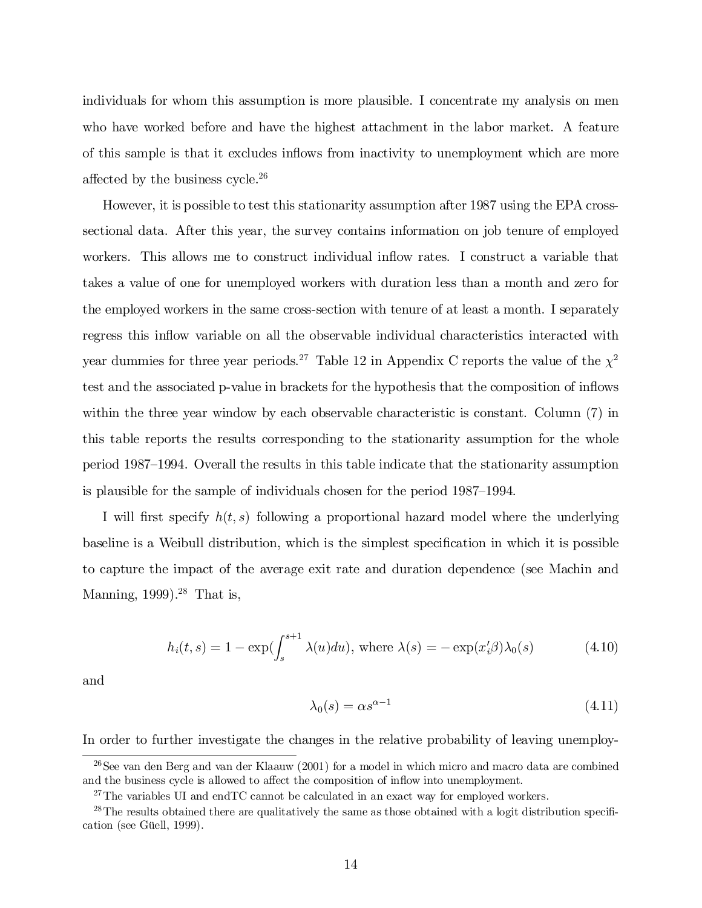individuals for whom this assumption is more plausible. I concentrate my analysis on men who have worked before and have the highest attachment in the labor market. A feature of this sample is that it excludes inflows from inactivity to unemployment which are more affected by the business cycle.[26]

However, it is possible to test this stationarity assumption after 1987 using the EPA cross-sectional data. After this year, the survey contains information on job tenure of employed workers. This allows me to construct individual inflow rates. I construct a variable that takes a value of one for unemployed workers with duration less than a month and zero for the employed workers in the same cross-section with tenure of at least a month. I separately regress this inflow variable on all the observable individual characteristics interacted with year dummies for three year periods.[27] Table 12 in Appendix C reports the value of the $\chi^2$ test and the associated p-value in brackets for the hypothesis that the composition of inflows within the three year window by each observable characteristic is constant. Column (7) in this table reports the results corresponding to the stationarity assumption for the whole period 1987–1994. Overall the results in this table indicate that the stationarity assumption is plausible for the sample of individuals chosen for the period 1987–1994.

I will first specify $h(t, s)$ following a proportional hazard model where the underlying baseline is a Weibull distribution, which is the simplest specification in which it is possible to capture the impact of the average exit rate and duration dependence (see Machin and Manning, 1999).[28] That is,

$$h_i(t, s) = 1 - \exp(\int_s^{s+1} \lambda(u)du), \text{ where } \lambda(s) = -\exp(x_i'\beta)\lambda_0(s) \tag{4.10}$$

and

$$\lambda_0(s) = \alpha s^{\alpha-1} \tag{4.11}$$

In order to further investigate the changes in the relative probability of leaving unemploy-

[26] See van den Berg and van der Klaauw (2001) for a model in which micro and macro data are combined and the business cycle is allowed to affect the composition of inflow into unemployment.

[27] The variables UI and endTC cannot be calculated in an exact way for employed workers.

[28] The results obtained there are qualitatively the same as those obtained with a logit distribution specification (see Güell, 1999).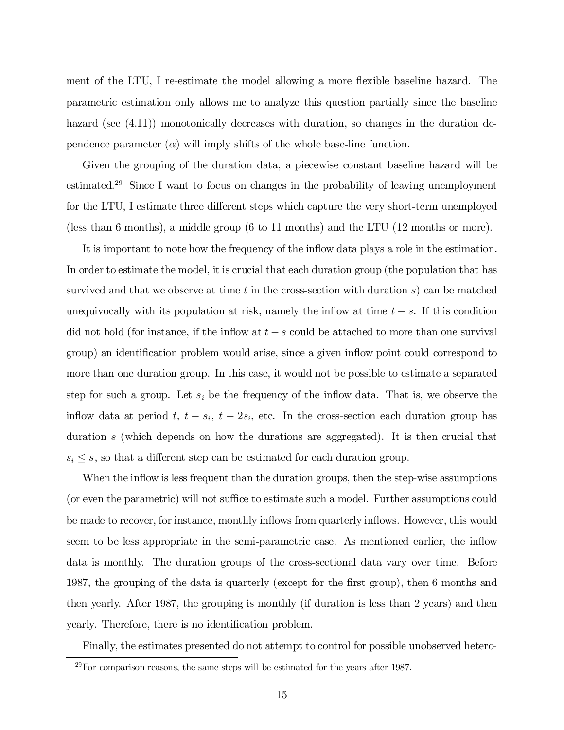ment of the LTU, I re-estimate the model allowing a more flexible baseline hazard. The parametric estimation only allows me to analyze this question partially since the baseline hazard (see (4.11)) monotonically decreases with duration, so changes in the duration dependence parameter ($\alpha$) will imply shifts of the whole base-line function.

Given the grouping of the duration data, a piecewise constant baseline hazard will be estimated.[29] Since I want to focus on changes in the probability of leaving unemployment for the LTU, I estimate three different steps which capture the very short-term unemployed (less than 6 months), a middle group (6 to 11 months) and the LTU (12 months or more).

It is important to note how the frequency of the inflow data plays a role in the estimation. In order to estimate the model, it is crucial that each duration group (the population that has survived and that we observe at time $t$ in the cross-section with duration $s$) can be matched unequivocally with its population at risk, namely the inflow at time $t - s$. If this condition did not hold (for instance, if the inflow at $t - s$ could be attached to more than one survival group) an identification problem would arise, since a given inflow point could correspond to more than one duration group. In this case, it would not be possible to estimate a separated step for such a group. Let $s_i$ be the frequency of the inflow data. That is, we observe the inflow data at period $t$, $t - s_i$, $t - 2s_i$, etc. In the cross-section each duration group has duration $s$ (which depends on how the durations are aggregated). It is then crucial that $s_i \leq s$, so that a different step can be estimated for each duration group.

When the inflow is less frequent than the duration groups, then the step-wise assumptions (or even the parametric) will not suffice to estimate such a model. Further assumptions could be made to recover, for instance, monthly inflows from quarterly inflows. However, this would seem to be less appropriate in the semi-parametric case. As mentioned earlier, the inflow data is monthly. The duration groups of the cross-sectional data vary over time. Before 1987, the grouping of the data is quarterly (except for the first group), then 6 months and then yearly. After 1987, the grouping is monthly (if duration is less than 2 years) and then yearly. Therefore, there is no identification problem.

Finally, the estimates presented do not attempt to control for possible unobserved hetero-

[29] For comparison reasons, the same steps will be estimated for the years after 1987.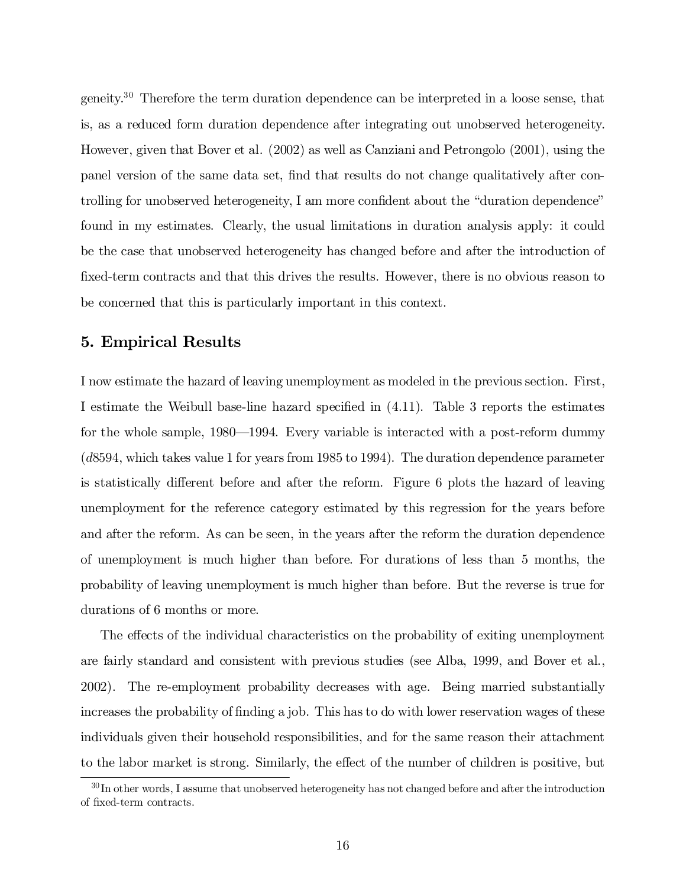geneity.[30] Therefore the term duration dependence can be interpreted in a loose sense, that is, as a reduced form duration dependence after integrating out unobserved heterogeneity. However, given that Bover et al. (2002) as well as Canziani and Petrongolo (2001), using the panel version of the same data set, find that results do not change qualitatively after controlling for unobserved heterogeneity, I am more confident about the "duration dependence" found in my estimates. Clearly, the usual limitations in duration analysis apply: it could be the case that unobserved heterogeneity has changed before and after the introduction of fixed-term contracts and that this drives the results. However, there is no obvious reason to be concerned that this is particularly important in this context.

## 5. Empirical Results

I now estimate the hazard of leaving unemployment as modeled in the previous section. First, I estimate the Weibull base-line hazard specified in (4.11). Table 3 reports the estimates for the whole sample, 1980—1994. Every variable is interacted with a post-reform dummy ($d8594$, which takes value 1 for years from 1985 to 1994). The duration dependence parameter is statistically different before and after the reform. Figure 6 plots the hazard of leaving unemployment for the reference category estimated by this regression for the years before and after the reform. As can be seen, in the years after the reform the duration dependence of unemployment is much higher than before. For durations of less than 5 months, the probability of leaving unemployment is much higher than before. But the reverse is true for durations of 6 months or more.

The effects of the individual characteristics on the probability of exiting unemployment are fairly standard and consistent with previous studies (see Alba, 1999, and Bover et al., 2002). The re-employment probability decreases with age. Being married substantially increases the probability of finding a job. This has to do with lower reservation wages of these individuals given their household responsibilities, and for the same reason their attachment to the labor market is strong. Similarly, the effect of the number of children is positive, but

[30] In other words, I assume that unobserved heterogeneity has not changed before and after the introduction of fixed-term contracts.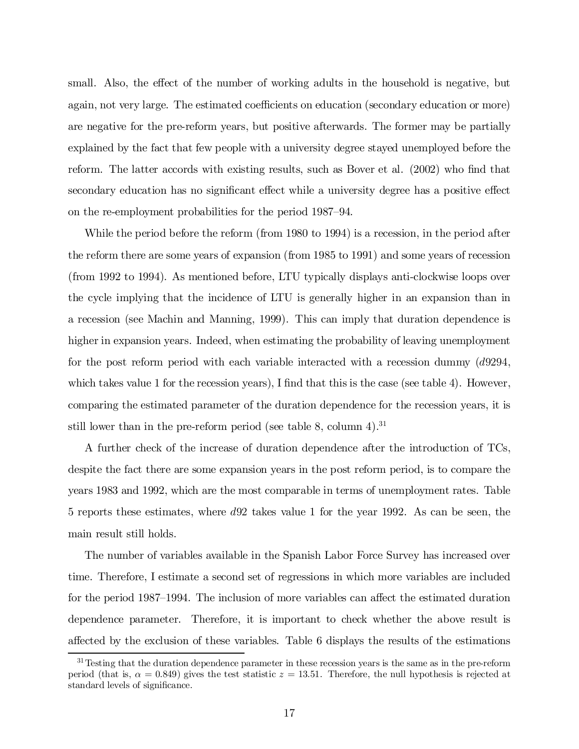small. Also, the effect of the number of working adults in the household is negative, but again, not very large. The estimated coefficients on education (secondary education or more) are negative for the pre-reform years, but positive afterwards. The former may be partially explained by the fact that few people with a university degree stayed unemployed before the reform. The latter accords with existing results, such as Bover et al. (2002) who find that secondary education has no significant effect while a university degree has a positive effect on the re-employment probabilities for the period 1987–94.

While the period before the reform (from 1980 to 1994) is a recession, in the period after the reform there are some years of expansion (from 1985 to 1991) and some years of recession (from 1992 to 1994). As mentioned before, LTU typically displays anti-clockwise loops over the cycle implying that the incidence of LTU is generally higher in an expansion than in a recession (see Machin and Manning, 1999). This can imply that duration dependence is higher in expansion years. Indeed, when estimating the probability of leaving unemployment for the post reform period with each variable interacted with a recession dummy ($d9294$, which takes value 1 for the recession years), I find that this is the case (see table 4). However, comparing the estimated parameter of the duration dependence for the recession years, it is still lower than in the pre-reform period (see table 8, column 4).[31]

A further check of the increase of duration dependence after the introduction of TCs, despite the fact there are some expansion years in the post reform period, is to compare the years 1983 and 1992, which are the most comparable in terms of unemployment rates. Table 5 reports these estimates, where $d92$ takes value 1 for the year 1992. As can be seen, the main result still holds.

The number of variables available in the Spanish Labor Force Survey has increased over time. Therefore, I estimate a second set of regressions in which more variables are included for the period 1987–1994. The inclusion of more variables can affect the estimated duration dependence parameter. Therefore, it is important to check whether the above result is affected by the exclusion of these variables. Table 6 displays the results of the estimations

[31] Testing that the duration dependence parameter in these recession years is the same as in the pre-reform period (that is, $\alpha = 0.849$) gives the test statistic $z = 13.51$. Therefore, the null hypothesis is rejected at standard levels of significance.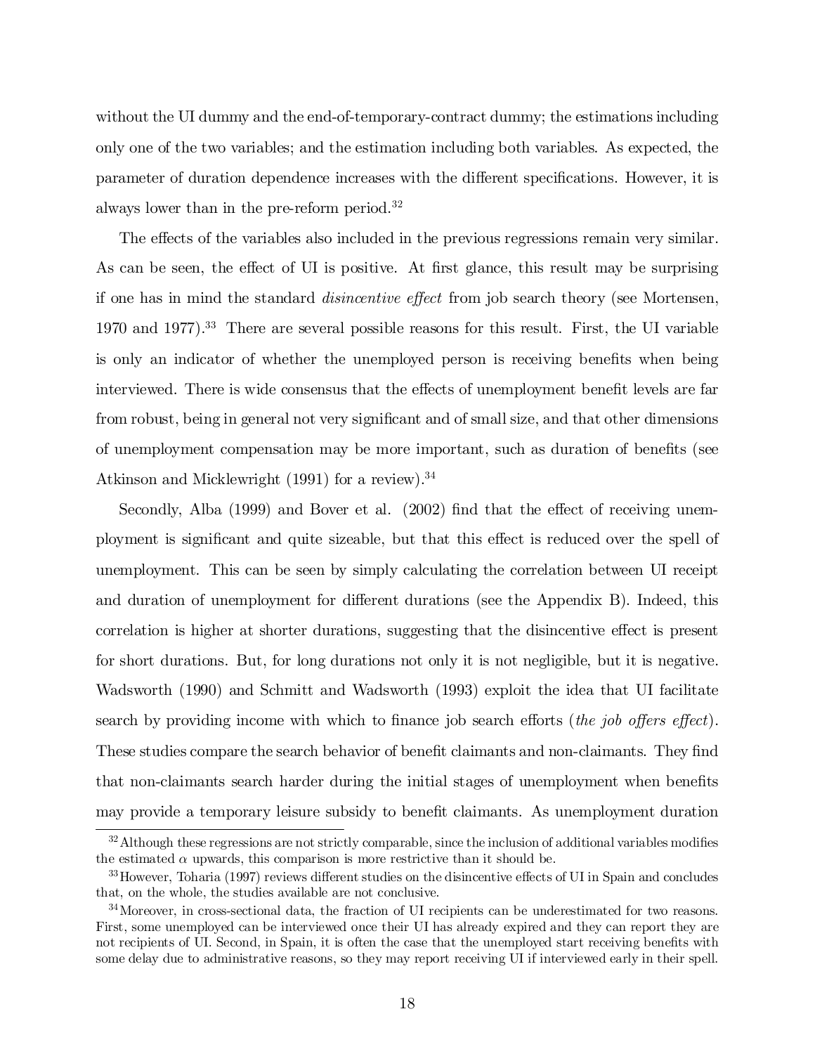without the UI dummy and the end-of-temporary-contract dummy; the estimations including only one of the two variables; and the estimation including both variables. As expected, the parameter of duration dependence increases with the different specifications. However, it is always lower than in the pre-reform period.[32]

The effects of the variables also included in the previous regressions remain very similar. As can be seen, the effect of UI is positive. At first glance, this result may be surprising if one has in mind the standard *disincentive effect* from job search theory (see Mortensen, 1970 and 1977).[33] There are several possible reasons for this result. First, the UI variable is only an indicator of whether the unemployed person is receiving benefits when being interviewed. There is wide consensus that the effects of unemployment benefit levels are far from robust, being in general not very significant and of small size, and that other dimensions of unemployment compensation may be more important, such as duration of benefits (see Atkinson and Micklewright (1991) for a review).[34]

Secondly, Alba (1999) and Bover et al. (2002) find that the effect of receiving unemployment is significant and quite sizeable, but that this effect is reduced over the spell of unemployment. This can be seen by simply calculating the correlation between UI receipt and duration of unemployment for different durations (see the Appendix B). Indeed, this correlation is higher at shorter durations, suggesting that the disincentive effect is present for short durations. But, for long durations not only it is not negligible, but it is negative. Wadsworth (1990) and Schmitt and Wadsworth (1993) exploit the idea that UI facilitate search by providing income with which to finance job search efforts (*the job offers effect*). These studies compare the search behavior of benefit claimants and non-claimants. They find that non-claimants search harder during the initial stages of unemployment when benefits may provide a temporary leisure subsidy to benefit claimants. As unemployment duration

[32] Although these regressions are not strictly comparable, since the inclusion of additional variables modifies the estimated $\alpha$ upwards, this comparison is more restrictive than it should be.

[33] However, Toharia (1997) reviews different studies on the disincentive effects of UI in Spain and concludes that, on the whole, the studies available are not conclusive.

[34] Moreover, in cross-sectional data, the fraction of UI recipients can be underestimated for two reasons. First, some unemployed can be interviewed once their UI has already expired and they can report they are not recipients of UI. Second, in Spain, it is often the case that the unemployed start receiving benefits with some delay due to administrative reasons, so they may report receiving UI if interviewed early in their spell.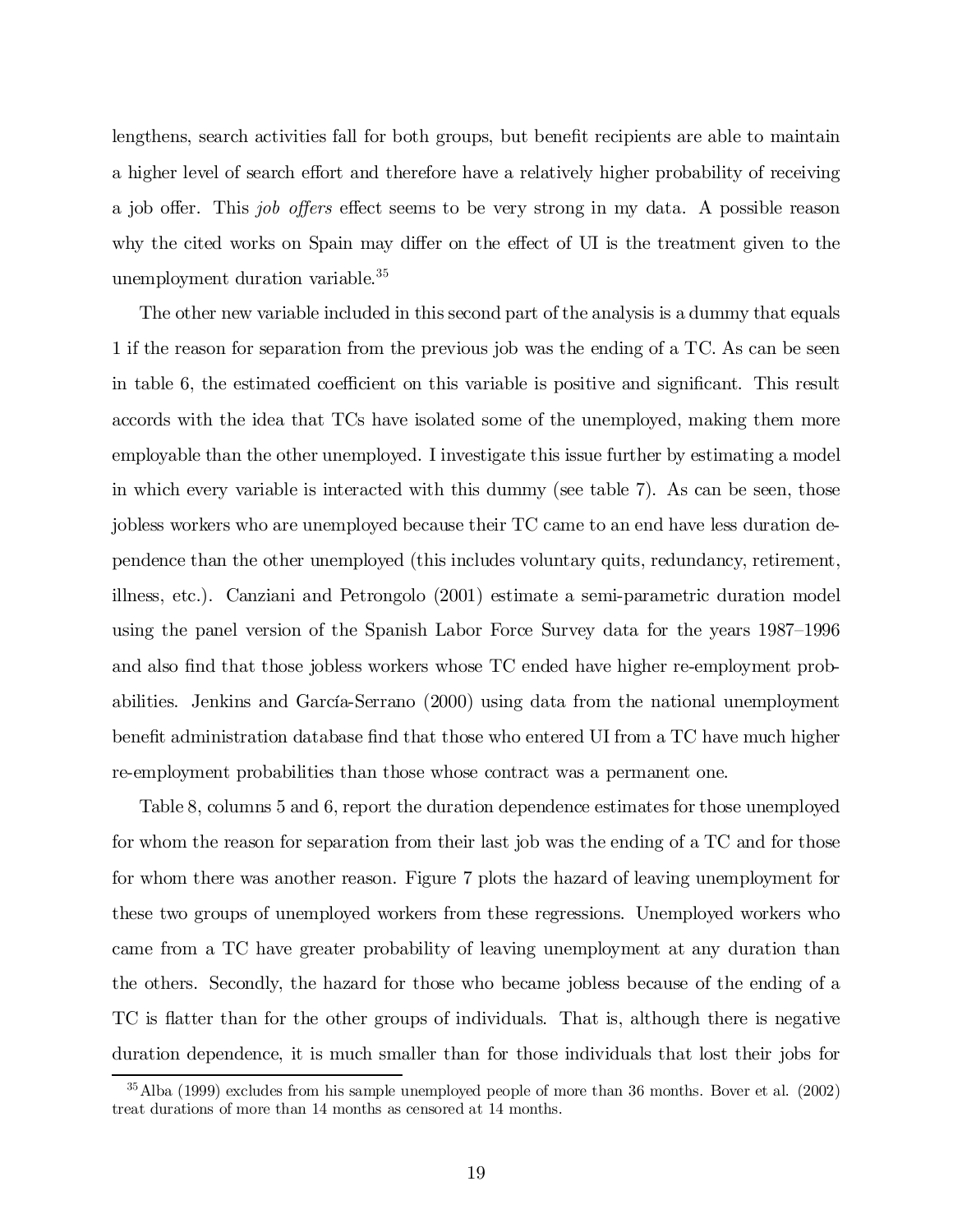lengthens, search activities fall for both groups, but benefit recipients are able to maintain a higher level of search effort and therefore have a relatively higher probability of receiving a job offer. This *job offers* effect seems to be very strong in my data. A possible reason why the cited works on Spain may differ on the effect of UI is the treatment given to the unemployment duration variable.[35]

The other new variable included in this second part of the analysis is a dummy that equals 1 if the reason for separation from the previous job was the ending of a TC. As can be seen in table 6, the estimated coefficient on this variable is positive and significant. This result accords with the idea that TCs have isolated some of the unemployed, making them more employable than the other unemployed. I investigate this issue further by estimating a model in which every variable is interacted with this dummy (see table 7). As can be seen, those jobless workers who are unemployed because their TC came to an end have less duration dependence than the other unemployed (this includes voluntary quits, redundancy, retirement, illness, etc.). Canziani and Petrongolo (2001) estimate a semi-parametric duration model using the panel version of the Spanish Labor Force Survey data for the years 1987–1996 and also find that those jobless workers whose TC ended have higher re-employment probabilities. Jenkins and García-Serrano (2000) using data from the national unemployment benefit administration database find that those who entered UI from a TC have much higher re-employment probabilities than those whose contract was a permanent one.

Table 8, columns 5 and 6, report the duration dependence estimates for those unemployed for whom the reason for separation from their last job was the ending of a TC and for those for whom there was another reason. Figure 7 plots the hazard of leaving unemployment for these two groups of unemployed workers from these regressions. Unemployed workers who came from a TC have greater probability of leaving unemployment at any duration than the others. Secondly, the hazard for those who became jobless because of the ending of a TC is flatter than for the other groups of individuals. That is, although there is negative duration dependence, it is much smaller than for those individuals that lost their jobs for

[35] Alba (1999) excludes from his sample unemployed people of more than 36 months. Bover et al. (2002) treat durations of more than 14 months as censored at 14 months.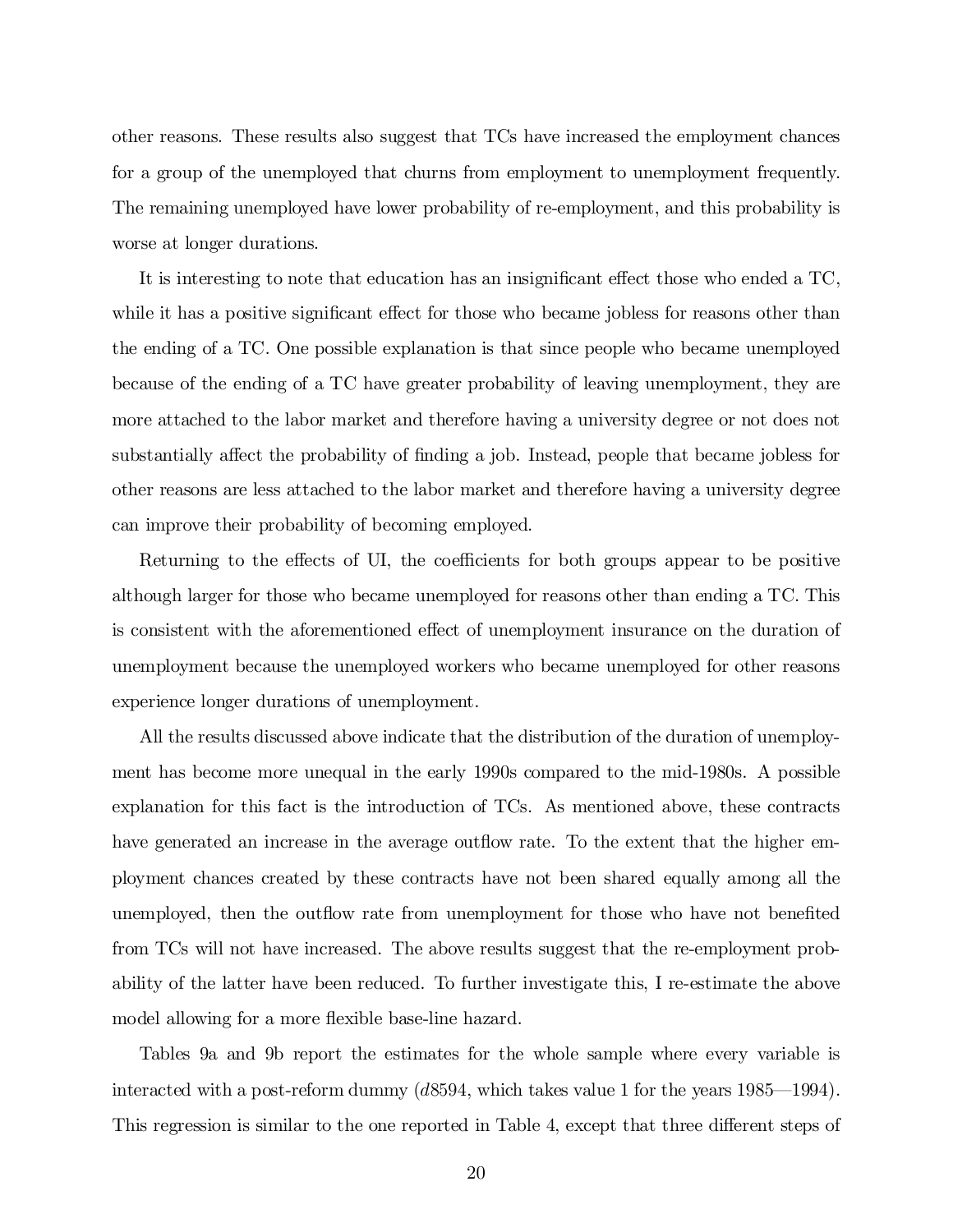other reasons. These results also suggest that TCs have increased the employment chances for a group of the unemployed that churns from employment to unemployment frequently. The remaining unemployed have lower probability of re-employment, and this probability is worse at longer durations.

It is interesting to note that education has an insignificant effect those who ended a TC, while it has a positive significant effect for those who became jobless for reasons other than the ending of a TC. One possible explanation is that since people who became unemployed because of the ending of a TC have greater probability of leaving unemployment, they are more attached to the labor market and therefore having a university degree or not does not substantially affect the probability of finding a job. Instead, people that became jobless for other reasons are less attached to the labor market and therefore having a university degree can improve their probability of becoming employed.

Returning to the effects of UI, the coefficients for both groups appear to be positive although larger for those who became unemployed for reasons other than ending a TC. This is consistent with the aforementioned effect of unemployment insurance on the duration of unemployment because the unemployed workers who became unemployed for other reasons experience longer durations of unemployment.

All the results discussed above indicate that the distribution of the duration of unemployment has become more unequal in the early 1990s compared to the mid-1980s. A possible explanation for this fact is the introduction of TCs. As mentioned above, these contracts have generated an increase in the average outflow rate. To the extent that the higher employment chances created by these contracts have not been shared equally among all the unemployed, then the outflow rate from unemployment for those who have not benefited from TCs will not have increased. The above results suggest that the re-employment probability of the latter have been reduced. To further investigate this, I re-estimate the above model allowing for a more flexible base-line hazard.

Tables 9a and 9b report the estimates for the whole sample where every variable is interacted with a post-reform dummy ($d8594$, which takes value 1 for the years 1985—1994). This regression is similar to the one reported in Table 4, except that three different steps of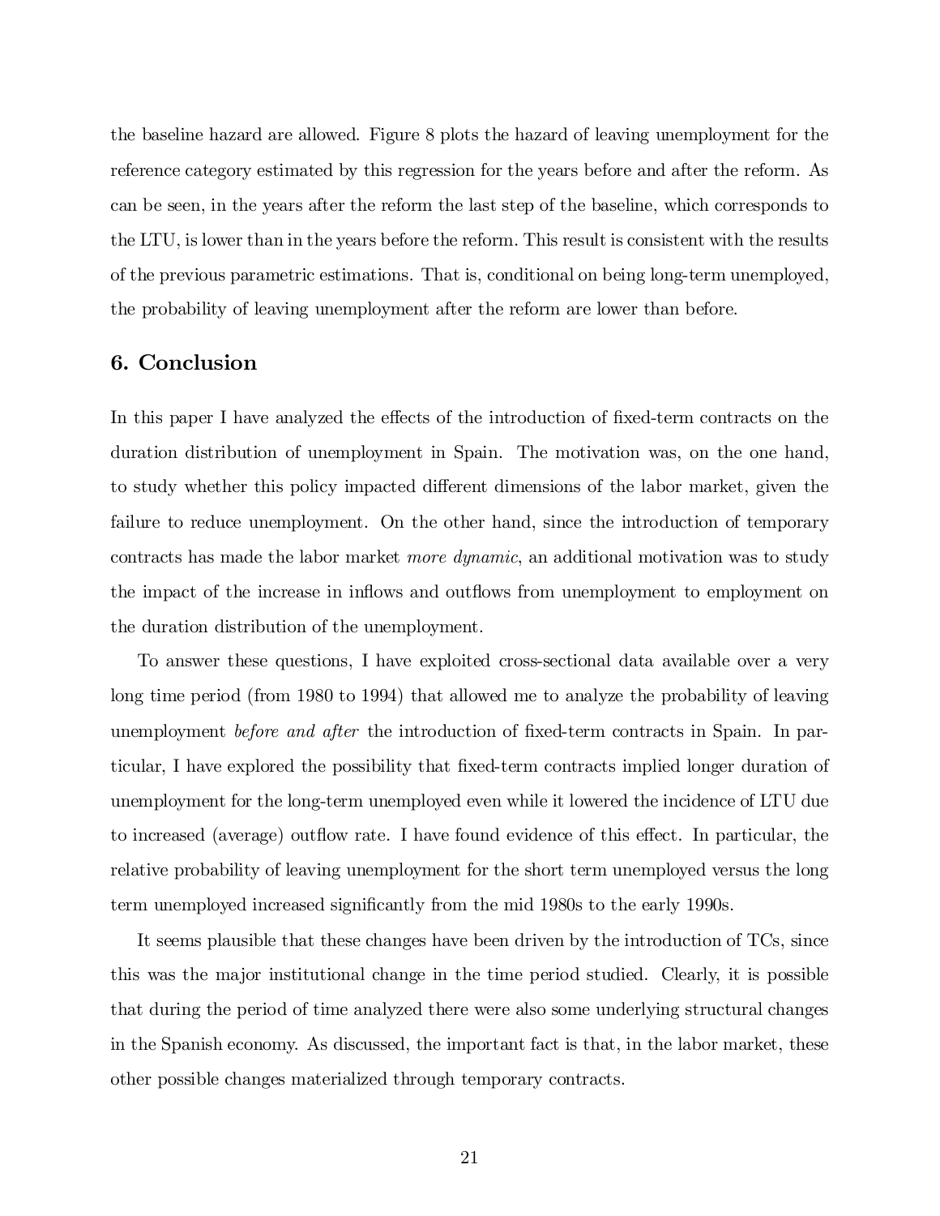the baseline hazard are allowed. Figure 8 plots the hazard of leaving unemployment for the reference category estimated by this regression for the years before and after the reform. As can be seen, in the years after the reform the last step of the baseline, which corresponds to the LTU, is lower than in the years before the reform. This result is consistent with the results of the previous parametric estimations. That is, conditional on being long-term unemployed, the probability of leaving unemployment after the reform are lower than before.

## 6. Conclusion

In this paper I have analyzed the effects of the introduction of fixed-term contracts on the duration distribution of unemployment in Spain. The motivation was, on the one hand, to study whether this policy impacted different dimensions of the labor market, given the failure to reduce unemployment. On the other hand, since the introduction of temporary contracts has made the labor market *more dynamic*, an additional motivation was to study the impact of the increase in inflows and outflows from unemployment to employment on the duration distribution of the unemployment.

To answer these questions, I have exploited cross-sectional data available over a very long time period (from 1980 to 1994) that allowed me to analyze the probability of leaving unemployment *before and after* the introduction of fixed-term contracts in Spain. In particular, I have explored the possibility that fixed-term contracts implied longer duration of unemployment for the long-term unemployed even while it lowered the incidence of LTU due to increased (average) outflow rate. I have found evidence of this effect. In particular, the relative probability of leaving unemployment for the short term unemployed versus the long term unemployed increased significantly from the mid 1980s to the early 1990s.

It seems plausible that these changes have been driven by the introduction of TCs, since this was the major institutional change in the time period studied. Clearly, it is possible that during the period of time analyzed there were also some underlying structural changes in the Spanish economy. As discussed, the important fact is that, in the labor market, these other possible changes materialized through temporary contracts.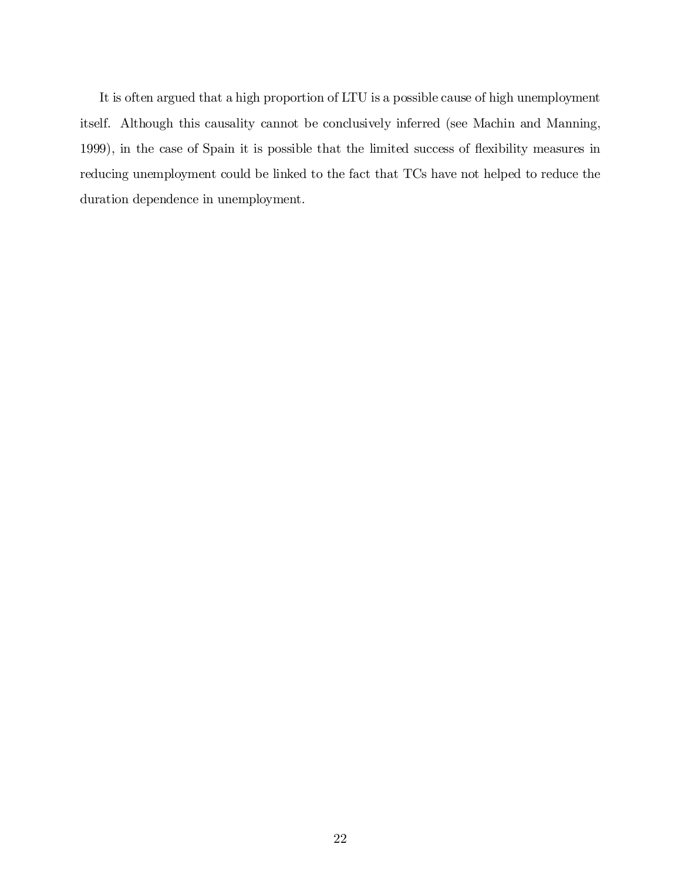It is often argued that a high proportion of LTU is a possible cause of high unemployment itself. Although this causality cannot be conclusively inferred (see Machin and Manning, 1999), in the case of Spain it is possible that the limited success of flexibility measures in reducing unemployment could be linked to the fact that TCs have not helped to reduce the duration dependence in unemployment.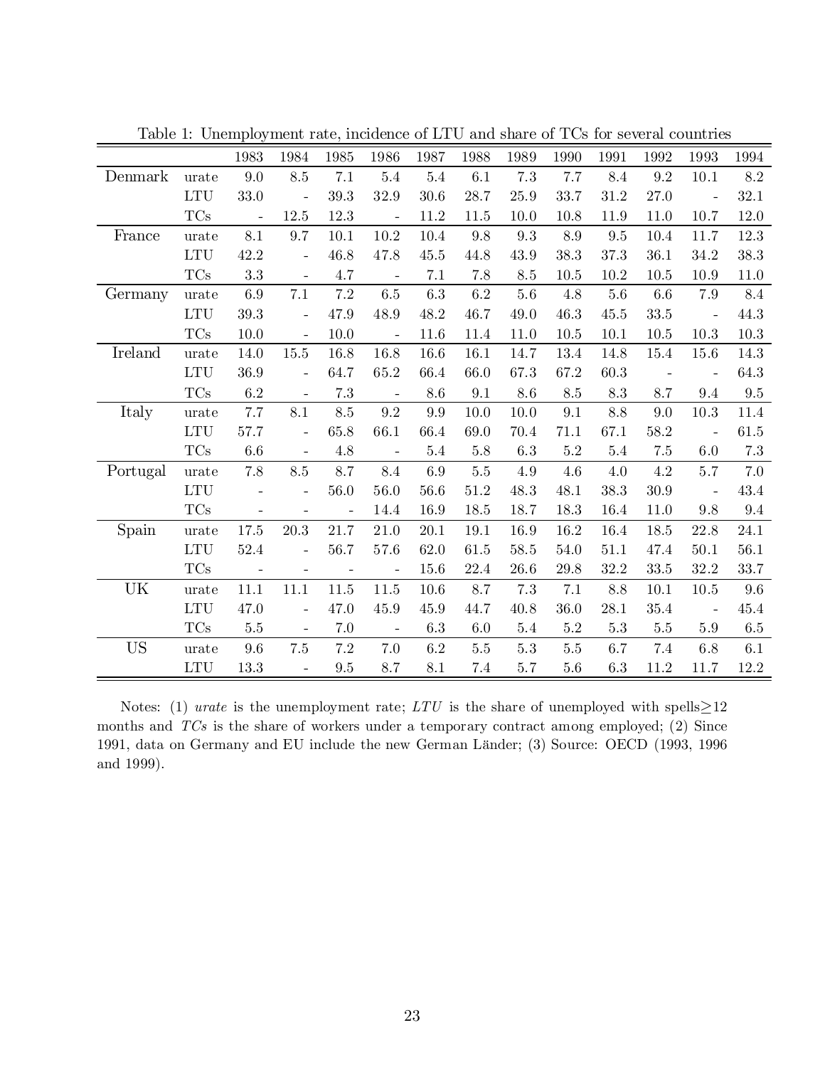Table 1: Unemployment rate, incidence of LTU and share of TCs for several countries

| | | 1983 | 1984 | 1985 | 1986 | 1987 | 1988 | 1989 | 1990 | 1991 | 1992 | 1993 | 1994 |
|---|---|---|---|---|---|---|---|---|---|---|---|---|---|
| Denmark | urate | 9.0 | 8.5 | 7.1 | 5.4 | 5.4 | 6.1 | 7.3 | 7.7 | 8.4 | 9.2 | 10.1 | 8.2 |
| | LTU | 33.0 | - | 39.3 | 32.9 | 30.6 | 28.7 | 25.9 | 33.7 | 31.2 | 27.0 | - | 32.1 |
| | TCs | - | 12.5 | 12.3 | - | 11.2 | 11.5 | 10.0 | 10.8 | 11.9 | 11.0 | 10.7 | 12.0 |
| France | urate | 8.1 | 9.7 | 10.1 | 10.2 | 10.4 | 9.8 | 9.3 | 8.9 | 9.5 | 10.4 | 11.7 | 12.3 |
| | LTU | 42.2 | - | 46.8 | 47.8 | 45.5 | 44.8 | 43.9 | 38.3 | 37.3 | 36.1 | 34.2 | 38.3 |
| | TCs | 3.3 | - | 4.7 | - | 7.1 | 7.8 | 8.5 | 10.5 | 10.2 | 10.5 | 10.9 | 11.0 |
| Germany | urate | 6.9 | 7.1 | 7.2 | 6.5 | 6.3 | 6.2 | 5.6 | 4.8 | 5.6 | 6.6 | 7.9 | 8.4 |
| | LTU | 39.3 | - | 47.9 | 48.9 | 48.2 | 46.7 | 49.0 | 46.3 | 45.5 | 33.5 | - | 44.3 |
| | TCs | 10.0 | - | 10.0 | - | 11.6 | 11.4 | 11.0 | 10.5 | 10.1 | 10.5 | 10.3 | 10.3 |
| Ireland | urate | 14.0 | 15.5 | 16.8 | 16.8 | 16.6 | 16.1 | 14.7 | 13.4 | 14.8 | 15.4 | 15.6 | 14.3 |
| | LTU | 36.9 | - | 64.7 | 65.2 | 66.4 | 66.0 | 67.3 | 67.2 | 60.3 | - | - | 64.3 |
| | TCs | 6.2 | - | 7.3 | - | 8.6 | 9.1 | 8.6 | 8.5 | 8.3 | 8.7 | 9.4 | 9.5 |
| Italy | urate | 7.7 | 8.1 | 8.5 | 9.2 | 9.9 | 10.0 | 10.0 | 9.1 | 8.8 | 9.0 | 10.3 | 11.4 |
| | LTU | 57.7 | - | 65.8 | 66.1 | 66.4 | 69.0 | 70.4 | 71.1 | 67.1 | 58.2 | - | 61.5 |
| | TCs | 6.6 | - | 4.8 | - | 5.4 | 5.8 | 6.3 | 5.2 | 5.4 | 7.5 | 6.0 | 7.3 |
| Portugal | urate | 7.8 | 8.5 | 8.7 | 8.4 | 6.9 | 5.5 | 4.9 | 4.6 | 4.0 | 4.2 | 5.7 | 7.0 |
| | LTU | - | - | 56.0 | 56.0 | 56.6 | 51.2 | 48.3 | 48.1 | 38.3 | 30.9 | - | 43.4 |
| | TCs | - | - | - | 14.4 | 16.9 | 18.5 | 18.7 | 18.3 | 16.4 | 11.0 | 9.8 | 9.4 |
| Spain | urate | 17.5 | 20.3 | 21.7 | 21.0 | 20.1 | 19.1 | 16.9 | 16.2 | 16.4 | 18.5 | 22.8 | 24.1 |
| | LTU | 52.4 | - | 56.7 | 57.6 | 62.0 | 61.5 | 58.5 | 54.0 | 51.1 | 47.4 | 50.1 | 56.1 |
| | TCs | - | - | - | - | 15.6 | 22.4 | 26.6 | 29.8 | 32.2 | 33.5 | 32.2 | 33.7 |
| UK | urate | 11.1 | 11.1 | 11.5 | 11.5 | 10.6 | 8.7 | 7.3 | 7.1 | 8.8 | 10.1 | 10.5 | 9.6 |
| | LTU | 47.0 | - | 47.0 | 45.9 | 45.9 | 44.7 | 40.8 | 36.0 | 28.1 | 35.4 | - | 45.4 |
| | TCs | 5.5 | - | 7.0 | - | 6.3 | 6.0 | 5.4 | 5.2 | 5.3 | 5.5 | 5.9 | 6.5 |
| US | urate | 9.6 | 7.5 | 7.2 | 7.0 | 6.2 | 5.5 | 5.3 | 5.5 | 6.7 | 7.4 | 6.8 | 6.1 |
| | LTU | 13.3 | - | 9.5 | 8.7 | 8.1 | 7.4 | 5.7 | 5.6 | 6.3 | 11.2 | 11.7 | 12.2 |

Notes: (1) *urate* is the unemployment rate; *LTU* is the share of unemployed with spells$\geq$12 months and *TCs* is the share of workers under a temporary contract among employed; (2) Since 1991, data on Germany and EU include the new German Länder; (3) Source: OECD (1993, 1996 and 1999).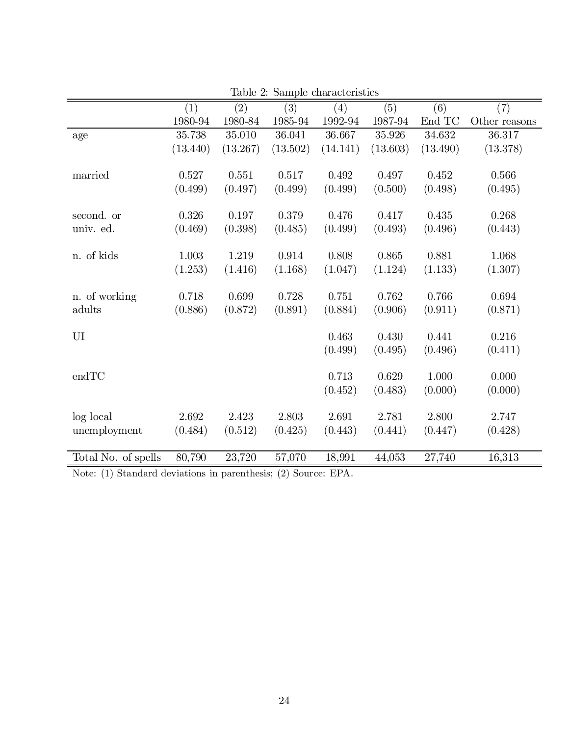Table 2: Sample characteristics

| | (1) 1980-94 | (2) 1980-84 | (3) 1985-94 | (4) 1992-94 | (5) 1987-94 | (6) End TC | (7) Other reasons |
|---|---|---|---|---|---|---|---|
| age | 35.738 | 35.010 | 36.041 | 36.667 | 35.926 | 34.632 | 36.317 |
| | (13.440) | (13.267) | (13.502) | (14.141) | (13.603) | (13.490) | (13.378) |
| married | 0.527 | 0.551 | 0.517 | 0.492 | 0.497 | 0.452 | 0.566 |
| | (0.499) | (0.497) | (0.499) | (0.499) | (0.500) | (0.498) | (0.495) |
| second. or univ. ed. | 0.326 | 0.197 | 0.379 | 0.476 | 0.417 | 0.435 | 0.268 |
| | (0.469) | (0.398) | (0.485) | (0.499) | (0.493) | (0.496) | (0.443) |
| n. of kids | 1.003 | 1.219 | 0.914 | 0.808 | 0.865 | 0.881 | 1.068 |
| | (1.253) | (1.416) | (1.168) | (1.047) | (1.124) | (1.133) | (1.307) |
| n. of working adults | 0.718 | 0.699 | 0.728 | 0.751 | 0.762 | 0.766 | 0.694 |
| | (0.886) | (0.872) | (0.891) | (0.884) | (0.906) | (0.911) | (0.871) |
| UI | | | | 0.463 | 0.430 | 0.441 | 0.216 |
| | | | | (0.499) | (0.495) | (0.496) | (0.411) |
| endTC | | | | 0.713 | 0.629 | 1.000 | 0.000 |
| | | | | (0.452) | (0.483) | (0.000) | (0.000) |
| log local unemployment | 2.692 | 2.423 | 2.803 | 2.691 | 2.781 | 2.800 | 2.747 |
| | (0.484) | (0.512) | (0.425) | (0.443) | (0.441) | (0.447) | (0.428) |
| Total No. of spells | 80,790 | 23,720 | 57,070 | 18,991 | 44,053 | 27,740 | 16,313 |

Note: (1) Standard deviations in parenthesis; (2) Source: EPA.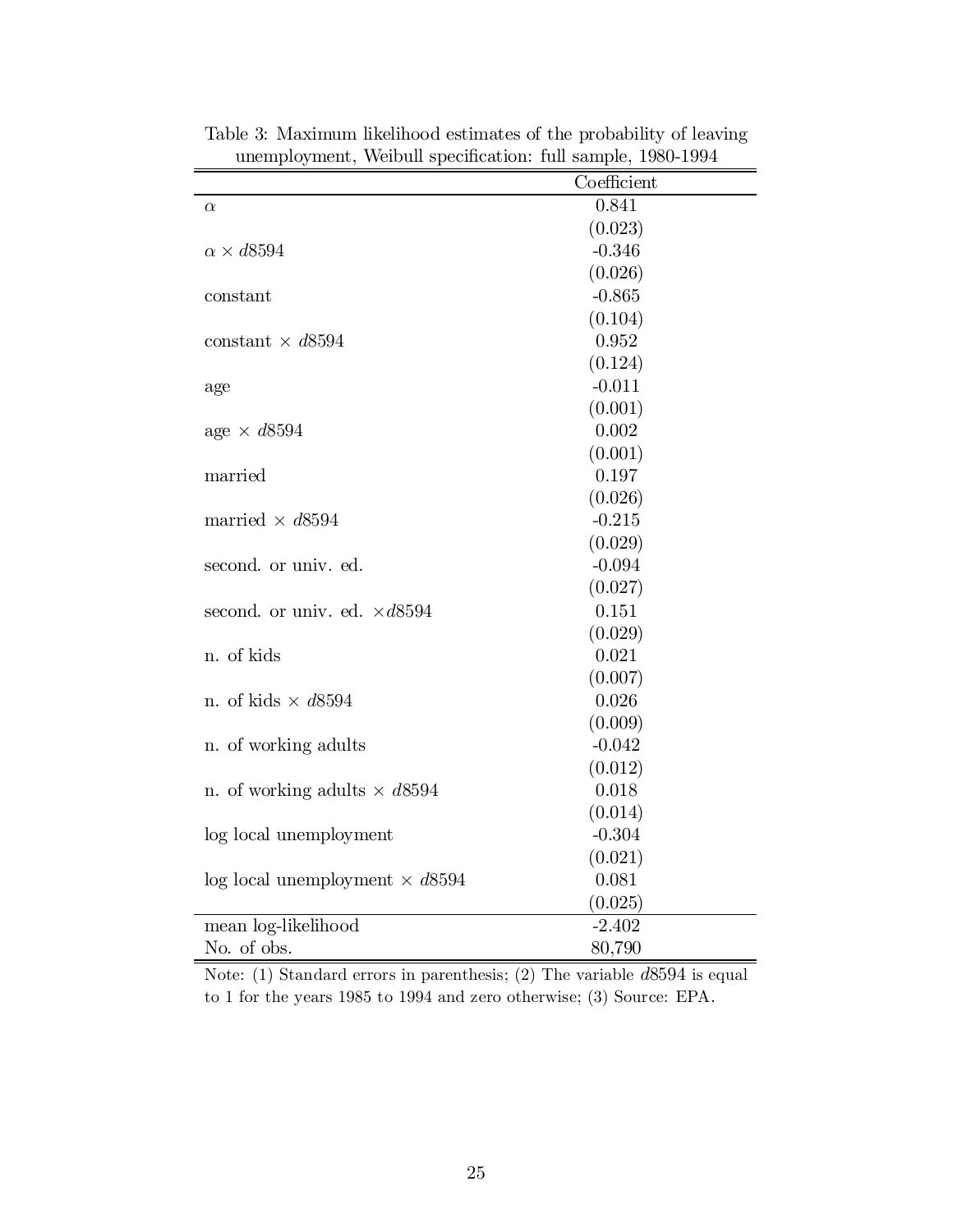Table 3: Maximum likelihood estimates of the probability of leaving unemployment, Weibull specification: full sample, 1980-1994

| | Coefficient |
|---|---|
| $\alpha$ | 0.841 |
| | (0.023) |
| $\alpha \times d8594$ | -0.346 |
| | (0.026) |
| constant | -0.865 |
| | (0.104) |
| constant $\times$ $d8594$ | 0.952 |
| | (0.124) |
| age | -0.011 |
| | (0.001) |
| age $\times$ $d8594$ | 0.002 |
| | (0.001) |
| married | 0.197 |
| | (0.026) |
| married $\times$ $d8594$ | -0.215 |
| | (0.029) |
| second. or univ. ed. | -0.094 |
| | (0.027) |
| second. or univ. ed. $\times d8594$ | 0.151 |
| | (0.029) |
| n. of kids | 0.021 |
| | (0.007) |
| n. of kids $\times$ $d8594$ | 0.026 |
| | (0.009) |
| n. of working adults | -0.042 |
| | (0.012) |
| n. of working adults $\times$ $d8594$ | 0.018 |
| | (0.014) |
| log local unemployment | -0.304 |
| | (0.021) |
| log local unemployment $\times$ $d8594$ | 0.081 |
| | (0.025) |
| mean log-likelihood | -2.402 |
| No. of obs. | 80,790 |

Note: (1) Standard errors in parenthesis; (2) The variable $d8594$ is equal to 1 for the years 1985 to 1994 and zero otherwise; (3) Source: EPA.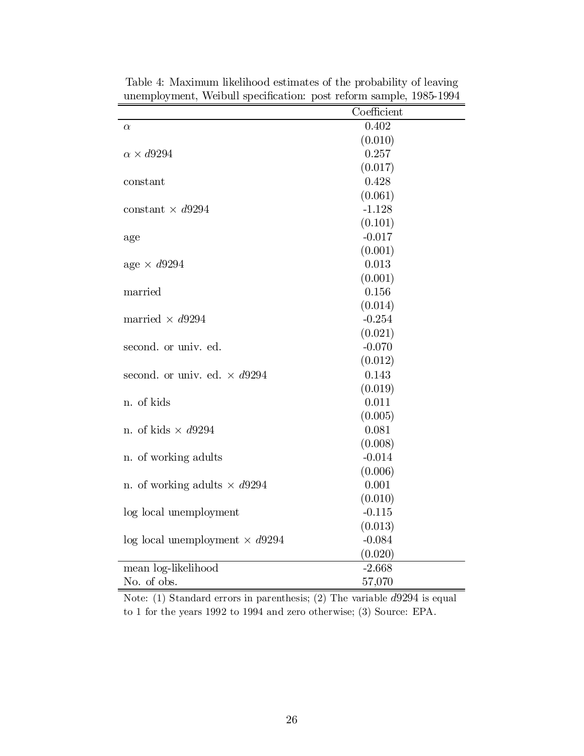Table 4: Maximum likelihood estimates of the probability of leaving unemployment, Weibull specification: post reform sample, 1985-1994

| | Coefficient |
|---|---|
| $\alpha$ | 0.402 |
| | (0.010) |
| $\alpha \times d9294$ | 0.257 |
| | (0.017) |
| constant | 0.428 |
| | (0.061) |
| constant $\times$ $d9294$ | -1.128 |
| | (0.101) |
| age | -0.017 |
| | (0.001) |
| age $\times$ $d9294$ | 0.013 |
| | (0.001) |
| married | 0.156 |
| | (0.014) |
| married $\times$ $d9294$ | -0.254 |
| | (0.021) |
| second. or univ. ed. | -0.070 |
| | (0.012) |
| second. or univ. ed. $\times$ $d9294$ | 0.143 |
| | (0.019) |
| n. of kids | 0.011 |
| | (0.005) |
| n. of kids $\times$ $d9294$ | 0.081 |
| | (0.008) |
| n. of working adults | -0.014 |
| | (0.006) |
| n. of working adults $\times$ $d9294$ | 0.001 |
| | (0.010) |
| log local unemployment | -0.115 |
| | (0.013) |
| log local unemployment $\times$ $d9294$ | -0.084 |
| | (0.020) |
| mean log-likelihood | -2.668 |
| No. of obs. | 57,070 |

Note: (1) Standard errors in parenthesis; (2) The variable $d9294$ is equal to 1 for the years 1992 to 1994 and zero otherwise; (3) Source: EPA.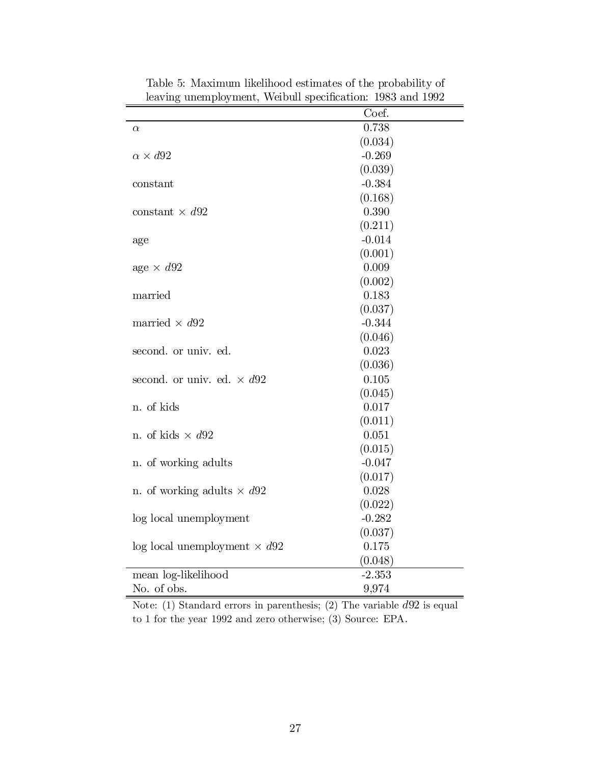Table 5: Maximum likelihood estimates of the probability of leaving unemployment, Weibull specification: 1983 and 1992

| | Coef. |
|---|---|
| $\alpha$ | 0.738 |
| | (0.034) |
| $\alpha \times d92$ | -0.269 |
| | (0.039) |
| constant | -0.384 |
| | (0.168) |
| constant $\times$ $d92$ | 0.390 |
| | (0.211) |
| age | -0.014 |
| | (0.001) |
| age $\times$ $d92$ | 0.009 |
| | (0.002) |
| married | 0.183 |
| | (0.037) |
| married $\times$ $d92$ | -0.344 |
| | (0.046) |
| second. or univ. ed. | 0.023 |
| | (0.036) |
| second. or univ. ed. $\times$ $d92$ | 0.105 |
| | (0.045) |
| n. of kids | 0.017 |
| | (0.011) |
| n. of kids $\times$ $d92$ | 0.051 |
| | (0.015) |
| n. of working adults | -0.047 |
| | (0.017) |
| n. of working adults $\times$ $d92$ | 0.028 |
| | (0.022) |
| log local unemployment | -0.282 |
| | (0.037) |
| log local unemployment $\times$ $d92$ | 0.175 |
| | (0.048) |
| mean log-likelihood | -2.353 |
| No. of obs. | 9,974 |

Note: (1) Standard errors in parenthesis; (2) The variable $d92$ is equal to 1 for the year 1992 and zero otherwise; (3) Source: EPA.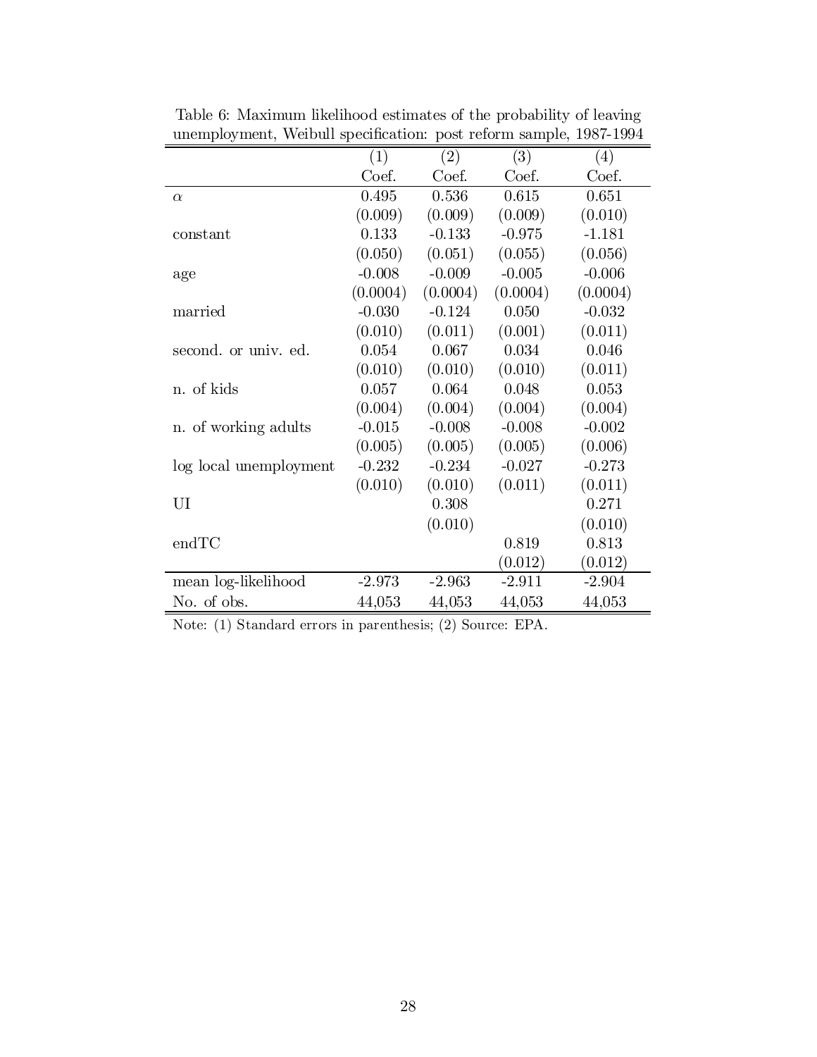Table 6: Maximum likelihood estimates of the probability of leaving unemployment, Weibull specification: post reform sample, 1987-1994

| | (1) | (2) | (3) | (4) |
|---|---|---|---|---|
| | Coef. | Coef. | Coef. | Coef. |
| $\alpha$ | 0.495 | 0.536 | 0.615 | 0.651 |
| | (0.009) | (0.009) | (0.009) | (0.010) |
| constant | 0.133 | -0.133 | -0.975 | -1.181 |
| | (0.050) | (0.051) | (0.055) | (0.056) |
| age | -0.008 | -0.009 | -0.005 | -0.006 |
| | (0.0004) | (0.0004) | (0.0004) | (0.0004) |
| married | -0.030 | -0.124 | 0.050 | -0.032 |
| | (0.010) | (0.011) | (0.001) | (0.011) |
| second. or univ. ed. | 0.054 | 0.067 | 0.034 | 0.046 |
| | (0.010) | (0.010) | (0.010) | (0.011) |
| n. of kids | 0.057 | 0.064 | 0.048 | 0.053 |
| | (0.004) | (0.004) | (0.004) | (0.004) |
| n. of working adults | -0.015 | -0.008 | -0.008 | -0.002 |
| | (0.005) | (0.005) | (0.005) | (0.006) |
| log local unemployment | -0.232 | -0.234 | -0.027 | -0.273 |
| | (0.010) | (0.010) | (0.011) | (0.011) |
| UI | | 0.308 | | 0.271 |
| | | (0.010) | | (0.010) |
| endTC | | | 0.819 | 0.813 |
| | | | (0.012) | (0.012) |
| mean log-likelihood | -2.973 | -2.963 | -2.911 | -2.904 |
| No. of obs. | 44,053 | 44,053 | 44,053 | 44,053 |

Note: (1) Standard errors in parenthesis; (2) Source: EPA.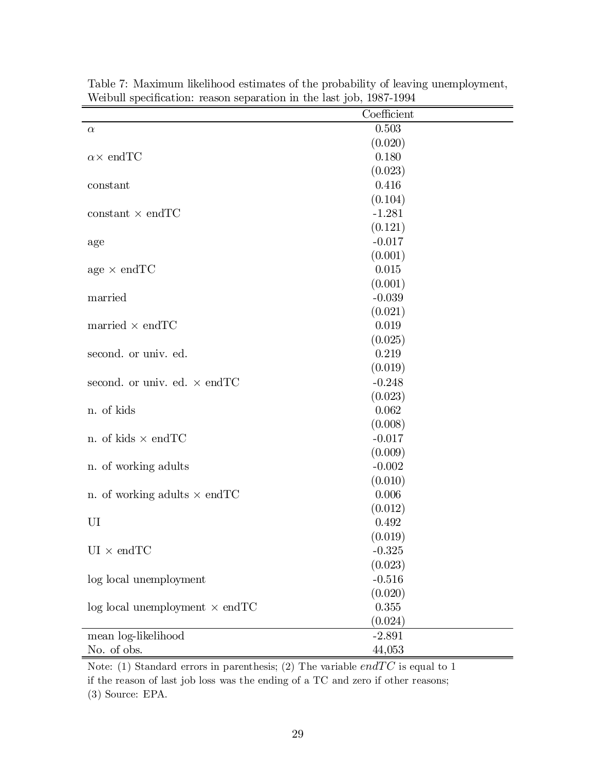Table 7: Maximum likelihood estimates of the probability of leaving unemployment, Weibull specification: reason separation in the last job, 1987-1994

| | Coefficient |
|---|---|
| $\alpha$ | 0.503 |
| | (0.020) |
| $\alpha \times$ endTC | 0.180 |
| | (0.023) |
| constant | 0.416 |
| | (0.104) |
| constant $\times$ endTC | -1.281 |
| | (0.121) |
| age | -0.017 |
| | (0.001) |
| age $\times$ endTC | 0.015 |
| | (0.001) |
| married | -0.039 |
| | (0.021) |
| married $\times$ endTC | 0.019 |
| | (0.025) |
| second. or univ. ed. | 0.219 |
| | (0.019) |
| second. or univ. ed. $\times$ endTC | -0.248 |
| | (0.023) |
| n. of kids | 0.062 |
| | (0.008) |
| n. of kids $\times$ endTC | -0.017 |
| | (0.009) |
| n. of working adults | -0.002 |
| | (0.010) |
| n. of working adults $\times$ endTC | 0.006 |
| | (0.012) |
| UI | 0.492 |
| | (0.019) |
| UI $\times$ endTC | -0.325 |
| | (0.023) |
| log local unemployment | -0.516 |
| | (0.020) |
| log local unemployment $\times$ endTC | 0.355 |
| | (0.024) |
| mean log-likelihood | -2.891 |
| No. of obs. | 44,053 |

Note: (1) Standard errors in parenthesis; (2) The variable $endTC$ is equal to 1 if the reason of last job loss was the ending of a TC and zero if other reasons; (3) Source: EPA.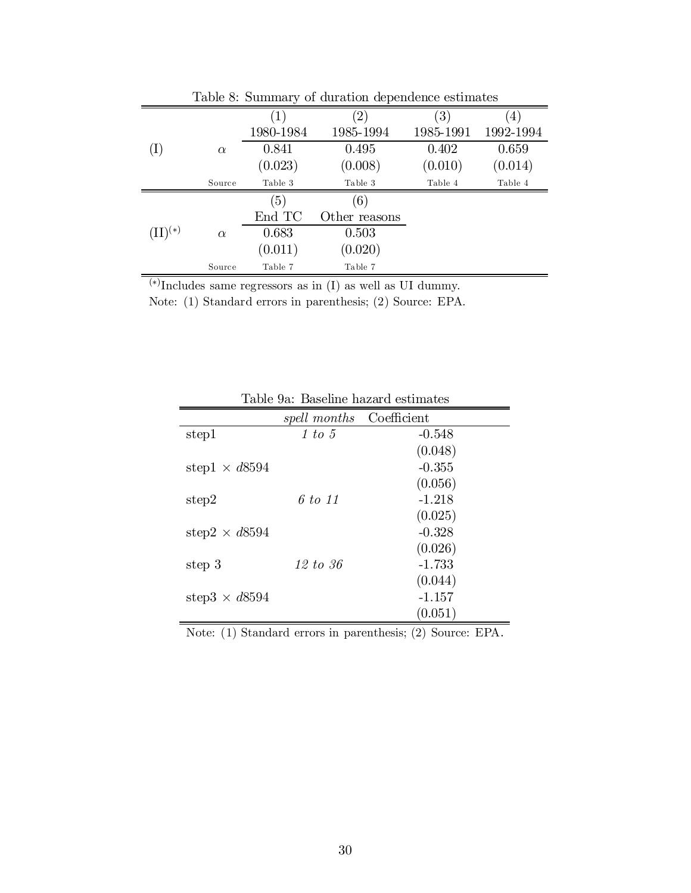Table 8: Summary of duration dependence estimates

| | | (1) | (2) | (3) | (4) |
|---|---|---|---|---|---|
| | | 1980-1984 | 1985-1994 | 1985-1991 | 1992-1994 |
| (I) | $\alpha$ | 0.841 | 0.495 | 0.402 | 0.659 |
| | | (0.023) | (0.008) | (0.010) | (0.014) |
| | Source | Table 3 | Table 3 | Table 4 | Table 4 |
| | | (5) | (6) | | |
| | | End TC | Other reasons | | |
| (II)$^{(*)}$ | $\alpha$ | 0.683 | 0.503 | | |
| | | (0.011) | (0.020) | | |
| | Source | Table 7 | Table 7 | | |

$^{(*)}$Includes same regressors as in (I) as well as UI dummy.

Note: (1) Standard errors in parenthesis; (2) Source: EPA.

Table 9a: Baseline hazard estimates

| | *spell months* | Coefficient |
|---|---|---|
| step1 | *1 to 5* | -0.548 |
| | | (0.048) |
| step1 $\times$ $d8594$ | | -0.355 |
| | | (0.056) |
| step2 | *6 to 11* | -1.218 |
| | | (0.025) |
| step2 $\times$ $d8594$ | | -0.328 |
| | | (0.026) |
| step 3 | *12 to 36* | -1.733 |
| | | (0.044) |
| step3 $\times$ $d8594$ | | -1.157 |
| | | (0.051) |

Note: (1) Standard errors in parenthesis; (2) Source: EPA.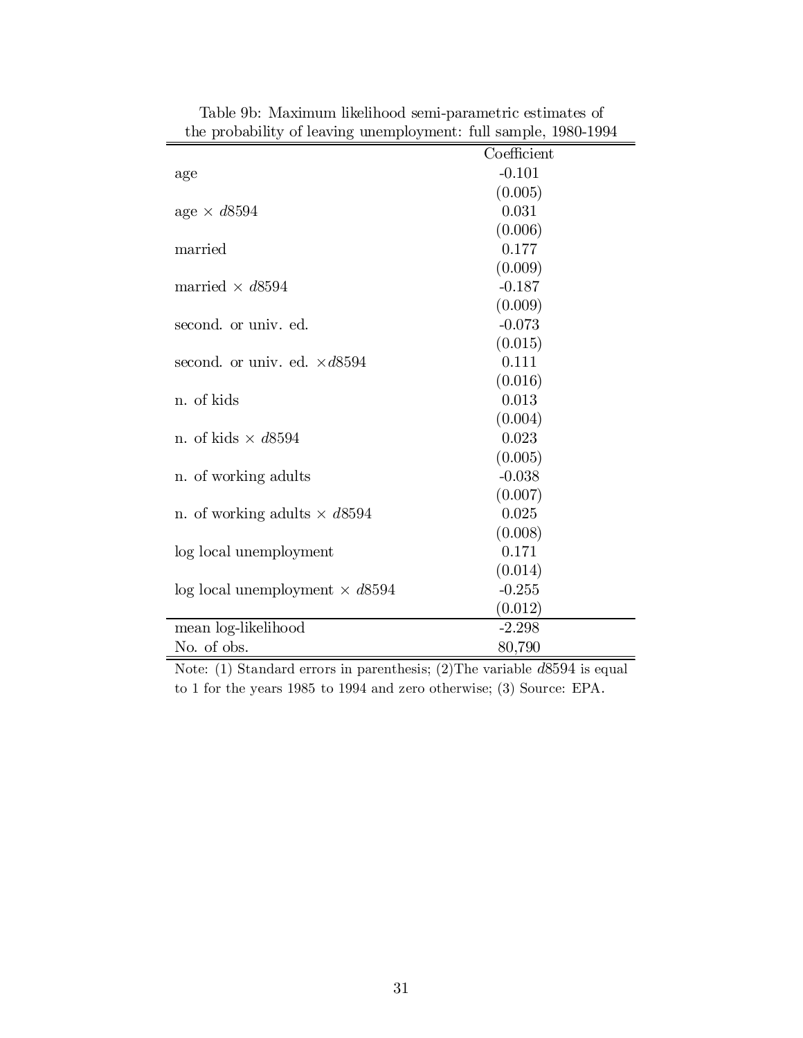Table 9b: Maximum likelihood semi-parametric estimates of the probability of leaving unemployment: full sample, 1980-1994

| | Coefficient |
|---|---|
| age | -0.101 |
| | (0.005) |
| age × $d8594$ | 0.031 |
| | (0.006) |
| married | 0.177 |
| | (0.009) |
| married × $d8594$ | -0.187 |
| | (0.009) |
| second. or univ. ed. | -0.073 |
| | (0.015) |
| second. or univ. ed. ×$d8594$ | 0.111 |
| | (0.016) |
| n. of kids | 0.013 |
| | (0.004) |
| n. of kids × $d8594$ | 0.023 |
| | (0.005) |
| n. of working adults | -0.038 |
| | (0.007) |
| n. of working adults × $d8594$ | 0.025 |
| | (0.008) |
| log local unemployment | 0.171 |
| | (0.014) |
| log local unemployment × $d8594$ | -0.255 |
| | (0.012) |
| mean log-likelihood | -2.298 |
| No. of obs. | 80,790 |

Note: (1) Standard errors in parenthesis; (2)The variable $d8594$ is equal to 1 for the years 1985 to 1994 and zero otherwise; (3) Source: EPA.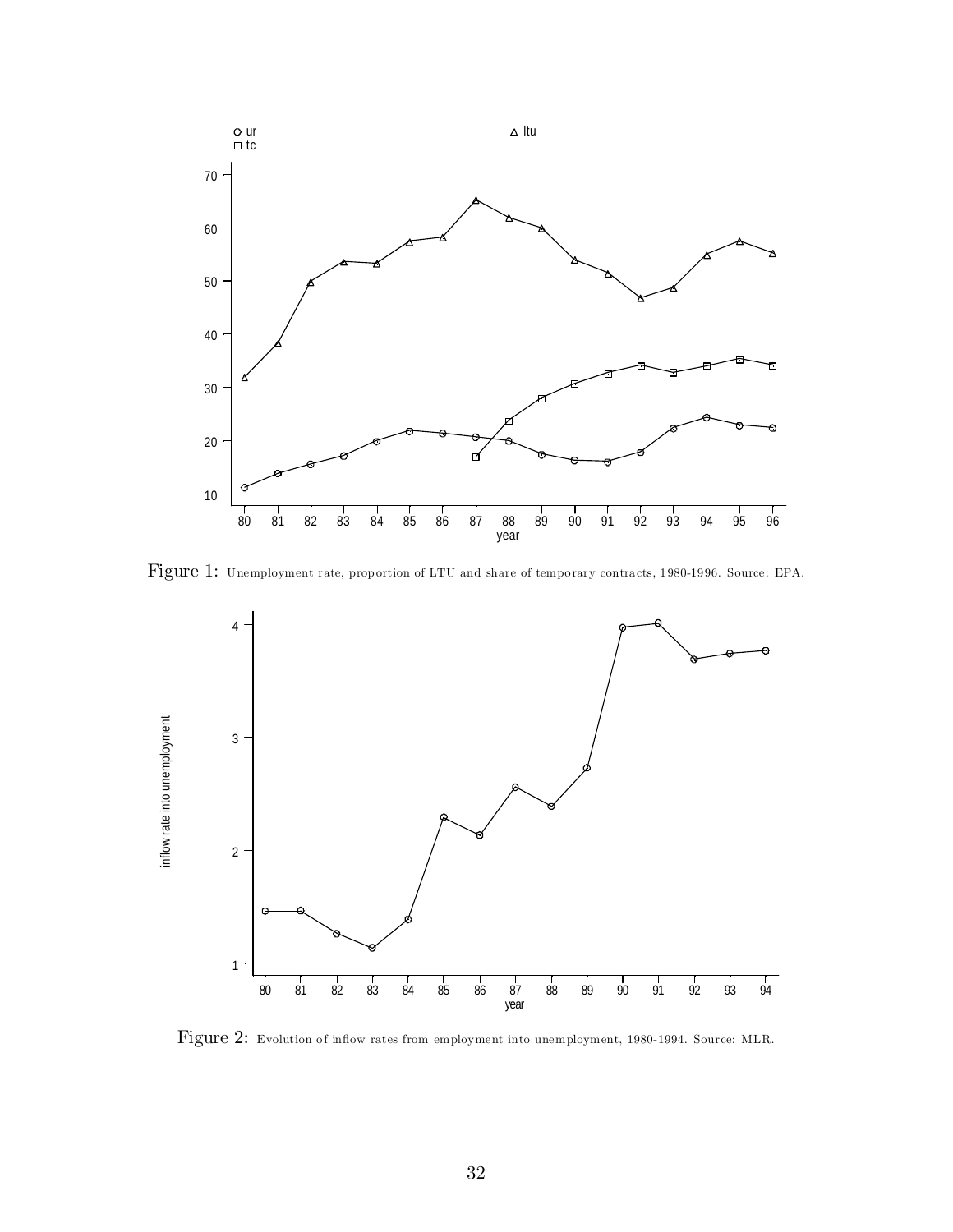Figure 1: Unemployment rate, proportion of LTU and share of temporary contracts, 1980-1996. Source: EPA.

Figure 2: Evolution of inflow rates from employment into unemployment, 1980-1994. Source: MLR.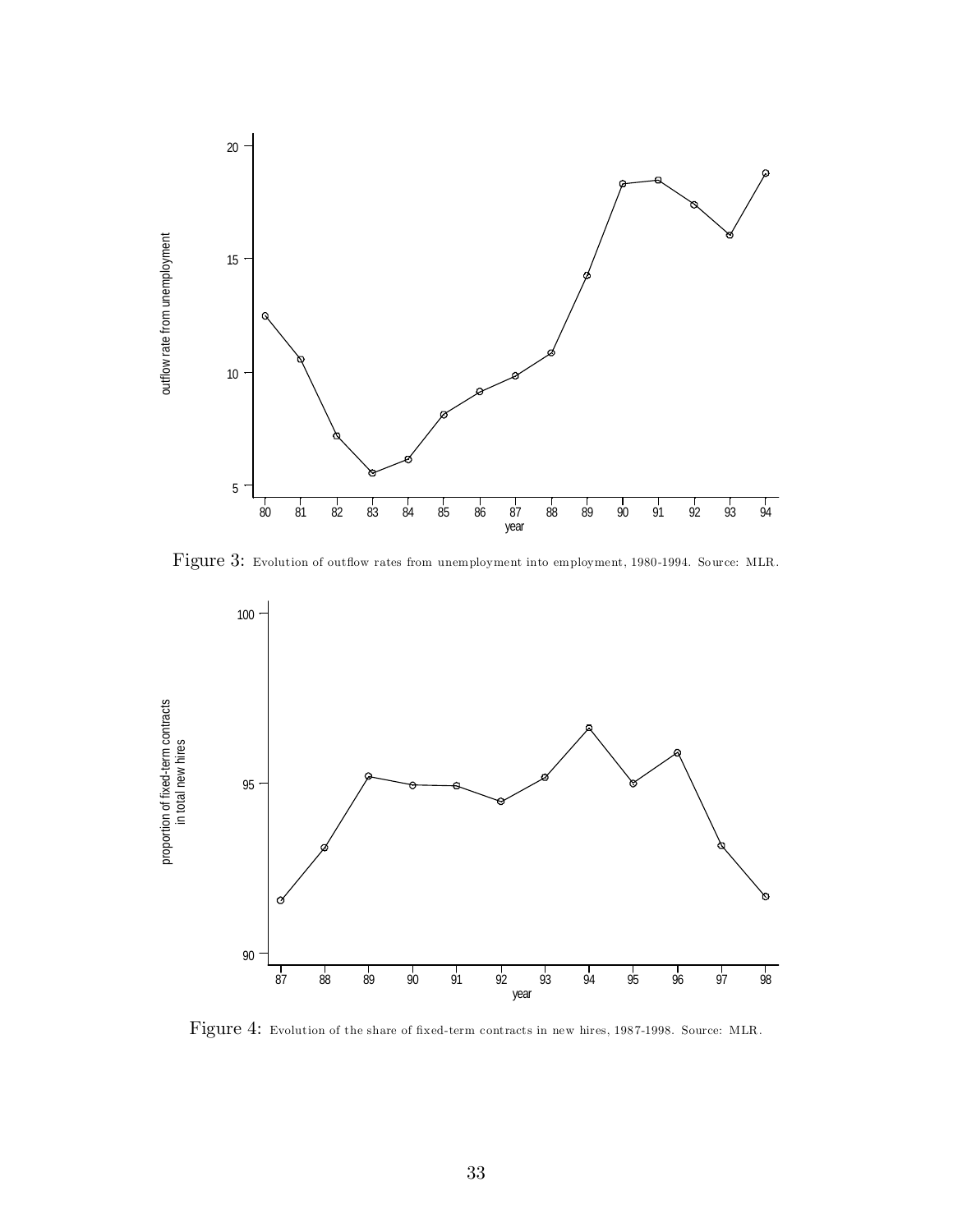Figure 3: Evolution of outflow rates from unemployment into employment, 1980-1994. Source: MLR.

Figure 4: Evolution of the share of fixed-term contracts in new hires, 1987-1998. Source: MLR.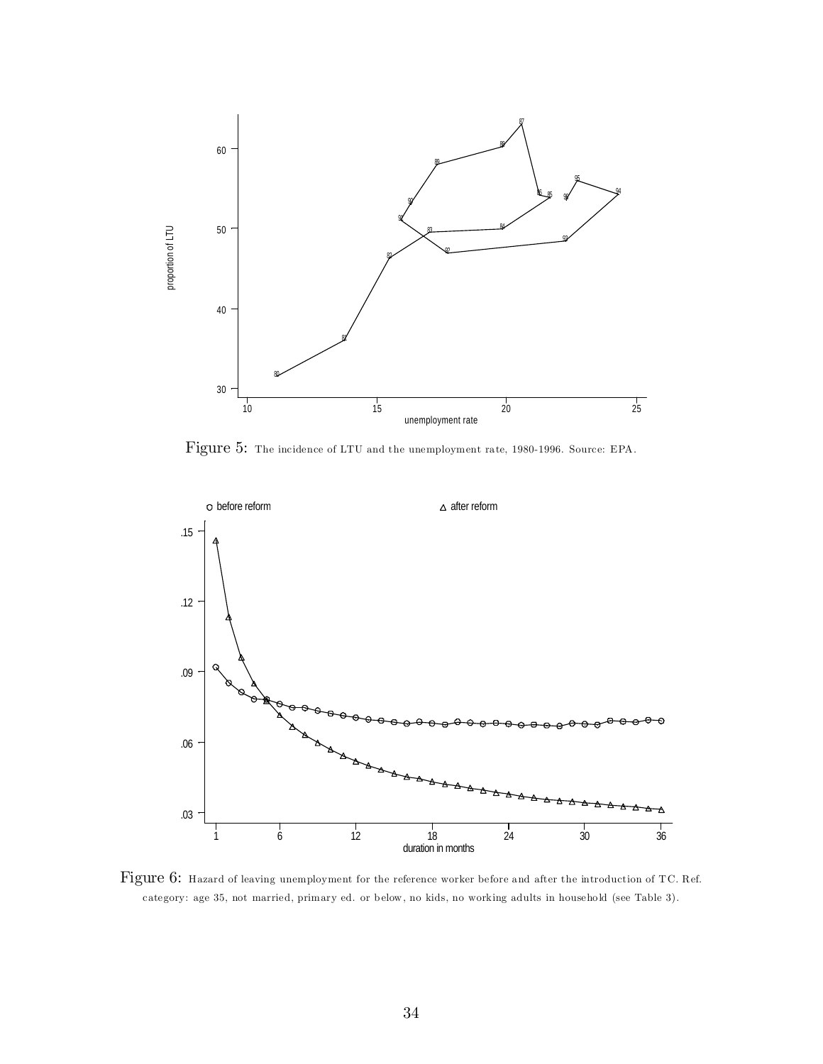Figure 5: The incidence of LTU and the unemployment rate, 1980-1996. Source: EPA.

Figure 6: Hazard of leaving unemployment for the reference worker before and after the introduction of TC. Ref. category: age 35, not married, primary ed. or below, no kids, no working adults in household (see Table 3).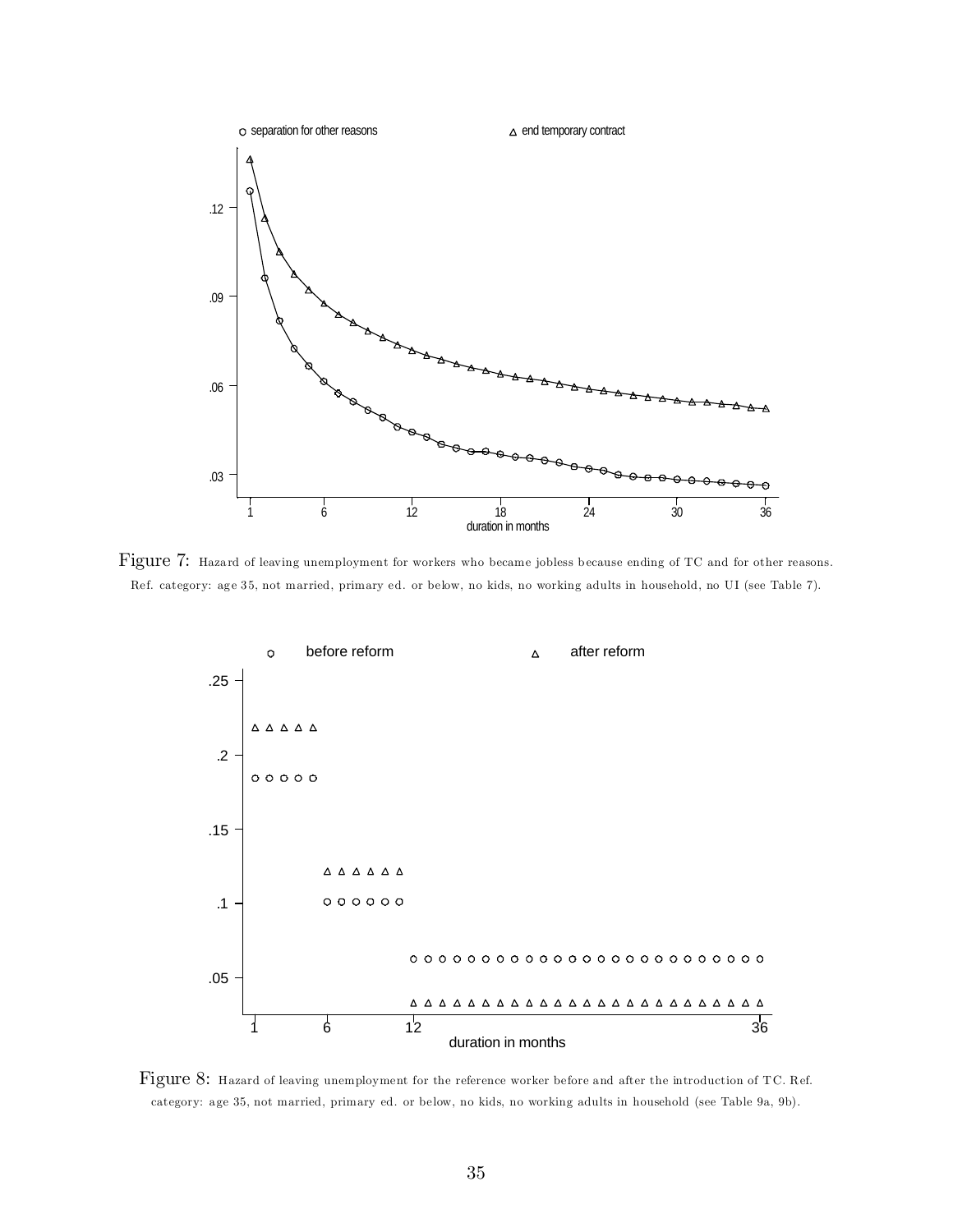Figure 7: Hazard of leaving unemployment for workers who became jobless because ending of TC and for other reasons. Ref. category: age 35, not married, primary ed. or below, no kids, no working adults in household, no UI (see Table 7).

Figure 8: Hazard of leaving unemployment for the reference worker before and after the introduction of TC. Ref. category: age 35, not married, primary ed. or below, no kids, no working adults in household (see Table 9a, 9b).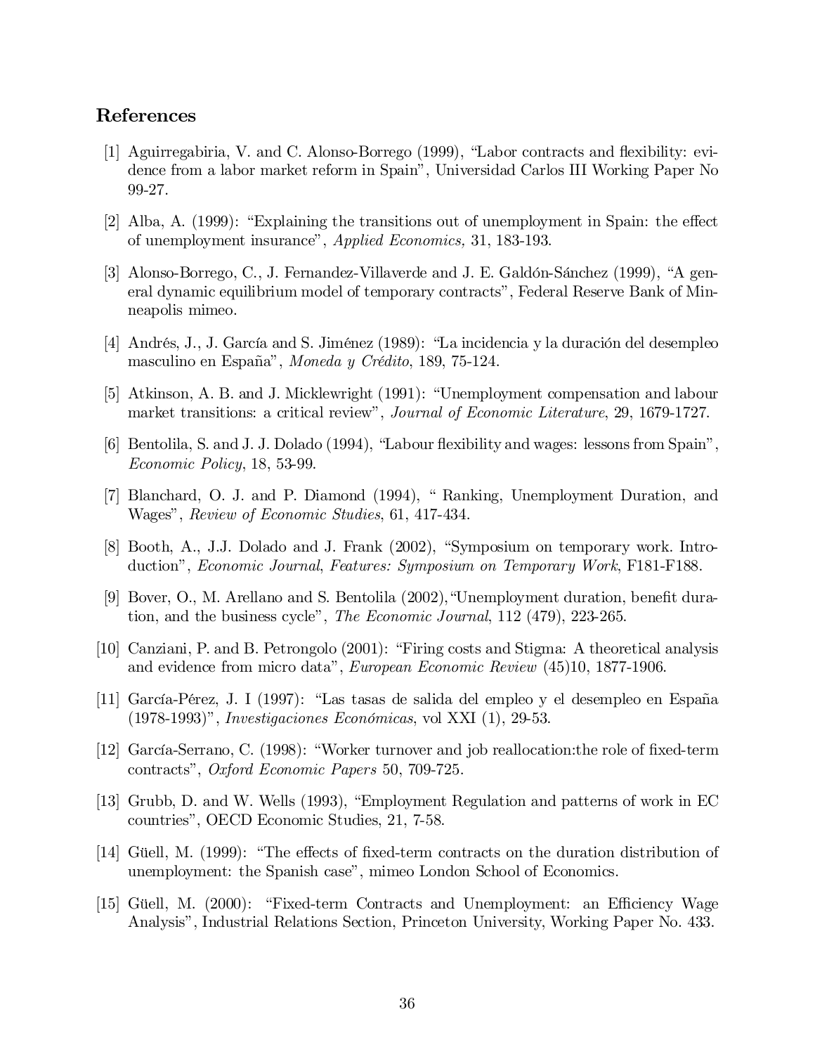## References

[1] Aguirregabiria, V. and C. Alonso-Borrego (1999), "Labor contracts and flexibility: evidence from a labor market reform in Spain", Universidad Carlos III Working Paper No 99-27.

[2] Alba, A. (1999): "Explaining the transitions out of unemployment in Spain: the effect of unemployment insurance", *Applied Economics,* 31, 183-193.

[3] Alonso-Borrego, C., J. Fernandez-Villaverde and J. E. Galdón-Sánchez (1999), "A general dynamic equilibrium model of temporary contracts", Federal Reserve Bank of Minneapolis mimeo.

[4] Andrés, J., J. García and S. Jiménez (1989): "La incidencia y la duración del desempleo masculino en España", *Moneda y Crédito*, 189, 75-124.

[5] Atkinson, A. B. and J. Micklewright (1991): "Unemployment compensation and labour market transitions: a critical review", *Journal of Economic Literature*, 29, 1679-1727.

[6] Bentolila, S. and J. J. Dolado (1994), "Labour flexibility and wages: lessons from Spain", *Economic Policy*, 18, 53-99.

[7] Blanchard, O. J. and P. Diamond (1994), " Ranking, Unemployment Duration, and Wages", *Review of Economic Studies*, 61, 417-434.

[8] Booth, A., J.J. Dolado and J. Frank (2002), "Symposium on temporary work. Introduction", *Economic Journal*, *Features: Symposium on Temporary Work*, F181-F188.

[9] Bover, O., M. Arellano and S. Bentolila (2002),"Unemployment duration, benefit duration, and the business cycle", *The Economic Journal*, 112 (479), 223-265.

[10] Canziani, P. and B. Petrongolo (2001): "Firing costs and Stigma: A theoretical analysis and evidence from micro data", *European Economic Review* (45)10, 1877-1906.

[11] García-Pérez, J. I (1997): "Las tasas de salida del empleo y el desempleo en España (1978-1993)", *Investigaciones Económicas*, vol XXI (1), 29-53.

[12] García-Serrano, C. (1998): "Worker turnover and job reallocation:the role of fixed-term contracts", *Oxford Economic Papers* 50, 709-725.

[13] Grubb, D. and W. Wells (1993), "Employment Regulation and patterns of work in EC countries", OECD Economic Studies, 21, 7-58.

[14] Güell, M. (1999): "The effects of fixed-term contracts on the duration distribution of unemployment: the Spanish case", mimeo London School of Economics.

[15] Güell, M. (2000): "Fixed-term Contracts and Unemployment: an Efficiency Wage Analysis", Industrial Relations Section, Princeton University, Working Paper No. 433.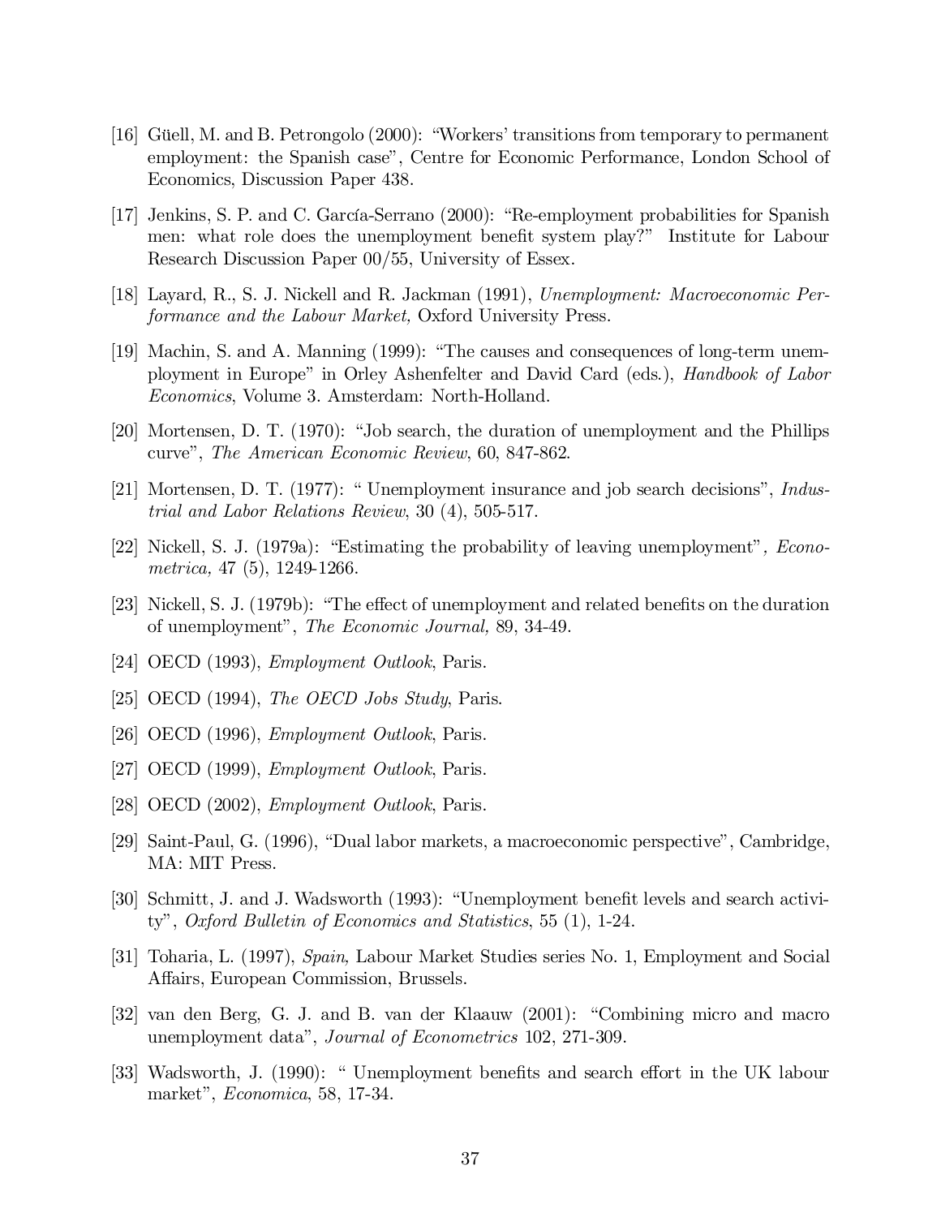[16] Güell, M. and B. Petrongolo (2000): "Workers' transitions from temporary to permanent employment: the Spanish case", Centre for Economic Performance, London School of Economics, Discussion Paper 438.

[17] Jenkins, S. P. and C. García-Serrano (2000): "Re-employment probabilities for Spanish men: what role does the unemployment benefit system play?" Institute for Labour Research Discussion Paper 00/55, University of Essex.

[18] Layard, R., S. J. Nickell and R. Jackman (1991), *Unemployment: Macroeconomic Performance and the Labour Market,* Oxford University Press.

[19] Machin, S. and A. Manning (1999): "The causes and consequences of long-term unemployment in Europe" in Orley Ashenfelter and David Card (eds.), *Handbook of Labor Economics*, Volume 3. Amsterdam: North-Holland.

[20] Mortensen, D. T. (1970): "Job search, the duration of unemployment and the Phillips curve", *The American Economic Review*, 60, 847-862.

[21] Mortensen, D. T. (1977): " Unemployment insurance and job search decisions", *Industrial and Labor Relations Review*, 30 (4), 505-517.

[22] Nickell, S. J. (1979a): "Estimating the probability of leaving unemployment", *Econometrica,* 47 (5), 1249-1266.

[23] Nickell, S. J. (1979b): "The effect of unemployment and related benefits on the duration of unemployment", *The Economic Journal,* 89, 34-49.

[24] OECD (1993), *Employment Outlook*, Paris.

[25] OECD (1994), *The OECD Jobs Study*, Paris.

[26] OECD (1996), *Employment Outlook*, Paris.

[27] OECD (1999), *Employment Outlook*, Paris.

[28] OECD (2002), *Employment Outlook*, Paris.

[29] Saint-Paul, G. (1996), "Dual labor markets, a macroeconomic perspective", Cambridge, MA: MIT Press.

[30] Schmitt, J. and J. Wadsworth (1993): "Unemployment benefit levels and search activity", *Oxford Bulletin of Economics and Statistics*, 55 (1), 1-24.

[31] Toharia, L. (1997), *Spain,* Labour Market Studies series No. 1, Employment and Social Affairs, European Commission, Brussels.

[32] van den Berg, G. J. and B. van der Klaauw (2001): "Combining micro and macro unemployment data", *Journal of Econometrics* 102, 271-309.

[33] Wadsworth, J. (1990): " Unemployment benefits and search effort in the UK labour market", *Economica*, 58, 17-34.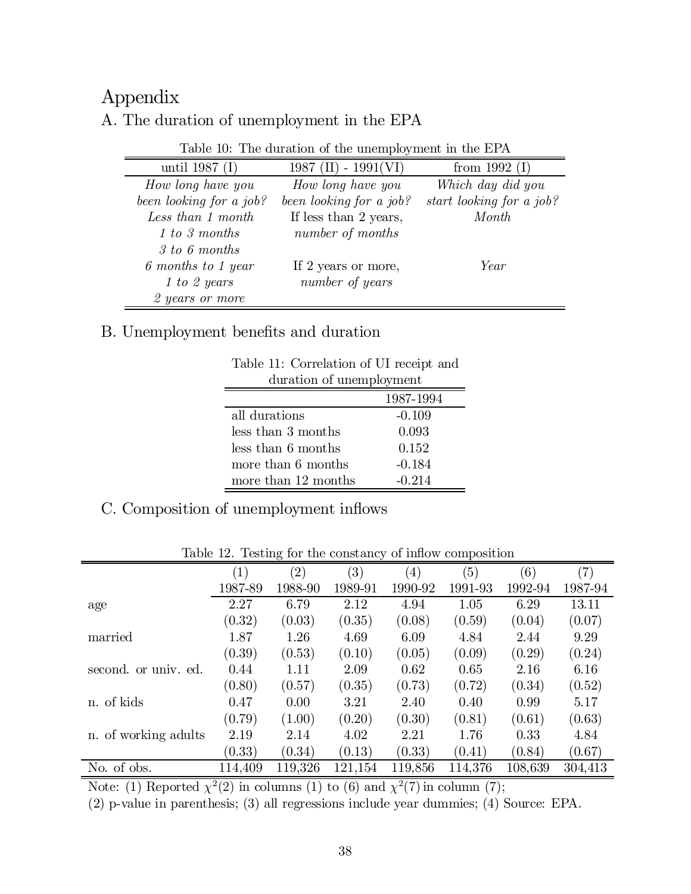# Appendix

## A. The duration of unemployment in the EPA

Table 10: The duration of the unemployment in the EPA

| until 1987 (I) | 1987 (II) - 1991(VI) | from 1992 (I) |
|---|---|---|
| *How long have you been looking for a job?* | *How long have you been looking for a job?* | *Which day did you start looking for a job?* |
| *Less than 1 month* | If less than 2 years, *number of months* | *Month* |
| *1 to 3 months* | | |
| *3 to 6 months* | | |
| *6 months to 1 year* | If 2 years or more, *number of years* | *Year* |
| *1 to 2 years* | | |
| *2 years or more* | | |

## B. Unemployment benefits and duration

Table 11: Correlation of UI receipt and duration of unemployment

| | 1987-1994 |
|---|---|
| all durations | -0.109 |
| less than 3 months | 0.093 |
| less than 6 months | 0.152 |
| more than 6 months | -0.184 |
| more than 12 months | -0.214 |

## C. Composition of unemployment inflows

Table 12. Testing for the constancy of inflow composition

| | (1) 1987-89 | (2) 1988-90 | (3) 1989-91 | (4) 1990-92 | (5) 1991-93 | (6) 1992-94 | (7) 1987-94 |
|---|---|---|---|---|---|---|---|
| age | 2.27 | 6.79 | 2.12 | 4.94 | 1.05 | 6.29 | 13.11 |
| | (0.32) | (0.03) | (0.35) | (0.08) | (0.59) | (0.04) | (0.07) |
| married | 1.87 | 1.26 | 4.69 | 6.09 | 4.84 | 2.44 | 9.29 |
| | (0.39) | (0.53) | (0.10) | (0.05) | (0.09) | (0.29) | (0.24) |
| second. or univ. ed. | 0.44 | 1.11 | 2.09 | 0.62 | 0.65 | 2.16 | 6.16 |
| | (0.80) | (0.57) | (0.35) | (0.73) | (0.72) | (0.34) | (0.52) |
| n. of kids | 0.47 | 0.00 | 3.21 | 2.40 | 0.40 | 0.99 | 5.17 |
| | (0.79) | (1.00) | (0.20) | (0.30) | (0.81) | (0.61) | (0.63) |
| n. of working adults | 2.19 | 2.14 | 4.02 | 2.21 | 1.76 | 0.33 | 4.84 |
| | (0.33) | (0.34) | (0.13) | (0.33) | (0.41) | (0.84) | (0.67) |
| No. of obs. | 114,409 | 119,326 | 121,154 | 119,856 | 114,376 | 108,639 | 304,413 |

Note: (1) Reported $\chi^2(2)$ in columns (1) to (6) and $\chi^2(7)$ in column (7);
(2) p-value in parenthesis; (3) all regressions include year dummies; (4) Source: EPA.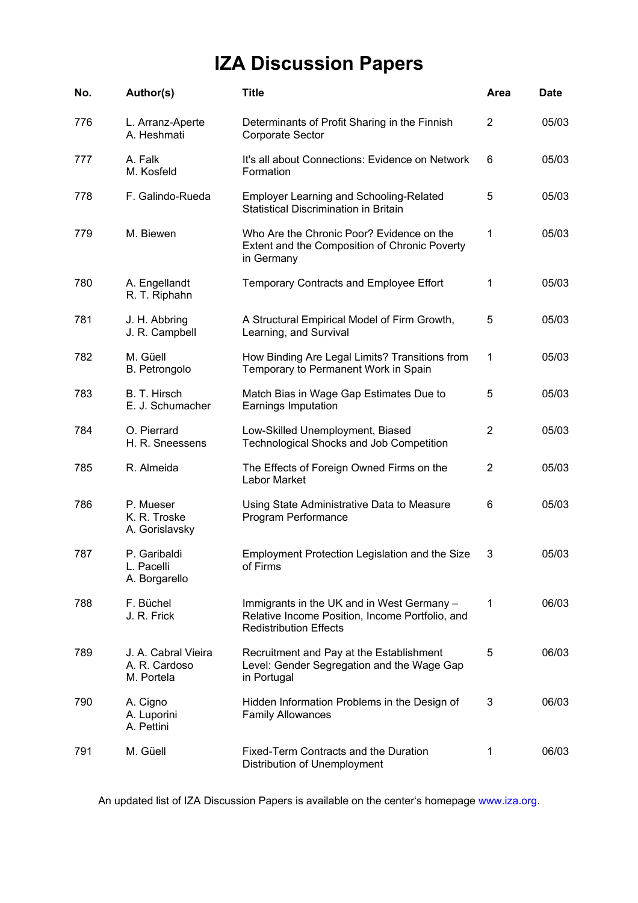# IZA Discussion Papers

| No. | Author(s) | Title | Area | Date |
|---|---|---|---|---|
| 776 | L. Arranz-Aperte<br>A. Heshmati | Determinants of Profit Sharing in the Finnish Corporate Sector | 2 | 05/03 |
| 777 | A. Falk<br>M. Kosfeld | It's all about Connections: Evidence on Network Formation | 6 | 05/03 |
| 778 | F. Galindo-Rueda | Employer Learning and Schooling-Related Statistical Discrimination in Britain | 5 | 05/03 |
| 779 | M. Biewen | Who Are the Chronic Poor? Evidence on the Extent and the Composition of Chronic Poverty in Germany | 1 | 05/03 |
| 780 | A. Engellandt<br>R. T. Riphahn | Temporary Contracts and Employee Effort | 1 | 05/03 |
| 781 | J. H. Abbring<br>J. R. Campbell | A Structural Empirical Model of Firm Growth, Learning, and Survival | 5 | 05/03 |
| 782 | M. Güell<br>B. Petrongolo | How Binding Are Legal Limits? Transitions from Temporary to Permanent Work in Spain | 1 | 05/03 |
| 783 | B. T. Hirsch<br>E. J. Schumacher | Match Bias in Wage Gap Estimates Due to Earnings Imputation | 5 | 05/03 |
| 784 | O. Pierrard<br>H. R. Sneessens | Low-Skilled Unemployment, Biased Technological Shocks and Job Competition | 2 | 05/03 |
| 785 | R. Almeida | The Effects of Foreign Owned Firms on the Labor Market | 2 | 05/03 |
| 786 | P. Mueser<br>K. R. Troske<br>A. Gorislavsky | Using State Administrative Data to Measure Program Performance | 6 | 05/03 |
| 787 | P. Garibaldi<br>L. Pacelli<br>A. Borgarello | Employment Protection Legislation and the Size of Firms | 3 | 05/03 |
| 788 | F. Büchel<br>J. R. Frick | Immigrants in the UK and in West Germany – Relative Income Position, Income Portfolio, and Redistribution Effects | 1 | 06/03 |
| 789 | J. A. Cabral Vieira<br>A. R. Cardoso<br>M. Portela | Recruitment and Pay at the Establishment Level: Gender Segregation and the Wage Gap in Portugal | 5 | 06/03 |
| 790 | A. Cigno<br>A. Luporini<br>A. Pettini | Hidden Information Problems in the Design of Family Allowances | 3 | 06/03 |
| 791 | M. Güell | Fixed-Term Contracts and the Duration Distribution of Unemployment | 1 | 06/03 |

An updated list of IZA Discussion Papers is available on the center's homepage www.iza.org.